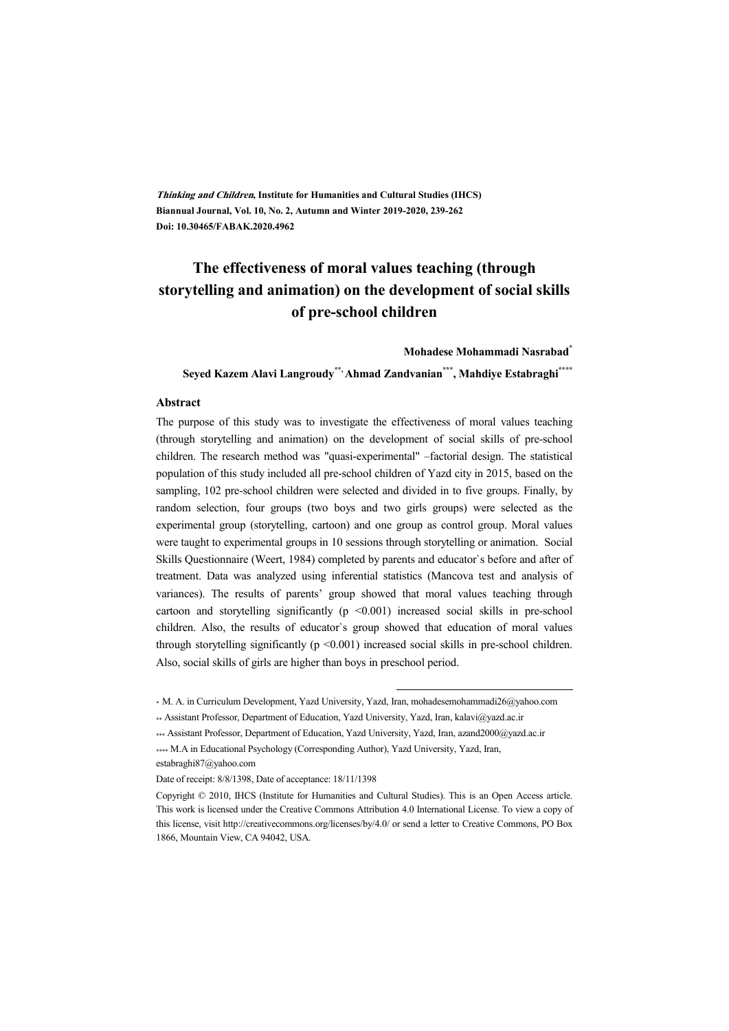*Thinking and Children*, **Institute for Humanities and Cultural Studies (IHCS)**
**Biannual Journal, Vol. 10, No. 2, Autumn and Winter 2019-2020, 239-262**
**Doi: 10.30465/FABAK.2020.4962**

# The effectiveness of moral values teaching (through storytelling and animation) on the development of social skills of pre-school children

**Mohadese Mohammadi Nasrabad[*]**

**Seyed Kazem Alavi Langroudy[**], Ahmad Zandvanian[***], Mahdiye Estabraghi[****]**

## Abstract

The purpose of this study was to investigate the effectiveness of moral values teaching (through storytelling and animation) on the development of social skills of pre-school children. The research method was "quasi-experimental" –factorial design. The statistical population of this study included all pre-school children of Yazd city in 2015, based on the sampling, 102 pre-school children were selected and divided in to five groups. Finally, by random selection, four groups (two boys and two girls groups) were selected as the experimental group (storytelling, cartoon) and one group as control group. Moral values were taught to experimental groups in 10 sessions through storytelling or animation. Social Skills Questionnaire (Weert, 1984) completed by parents and educator`s before and after of treatment. Data was analyzed using inferential statistics (Mancova test and analysis of variances). The results of parents' group showed that moral values teaching through cartoon and storytelling significantly ($p < 0.001$) increased social skills in pre-school children. Also, the results of educator`s group showed that education of moral values through storytelling significantly ($p < 0.001$) increased social skills in pre-school children. Also, social skills of girls are higher than boys in preschool period.

---

[*] M. A. in Curriculum Development, Yazd University, Yazd, Iran, mohadesemohammadi26@yahoo.com

[**] Assistant Professor, Department of Education, Yazd University, Yazd, Iran, kalavi@yazd.ac.ir

[***] Assistant Professor, Department of Education, Yazd University, Yazd, Iran, azand2000@yazd.ac.ir

[****] M.A in Educational Psychology (Corresponding Author), Yazd University, Yazd, Iran, estabraghi87@yahoo.com

Date of receipt: 8/8/1398, Date of acceptance: 18/11/1398

Copyright © 2010, IHCS (Institute for Humanities and Cultural Studies). This is an Open Access article. This work is licensed under the Creative Commons Attribution 4.0 International License. To view a copy of this license, visit http://creativecommons.org/licenses/by/4.0/ or send a letter to Creative Commons, PO Box 1866, Mountain View, CA 94042, USA.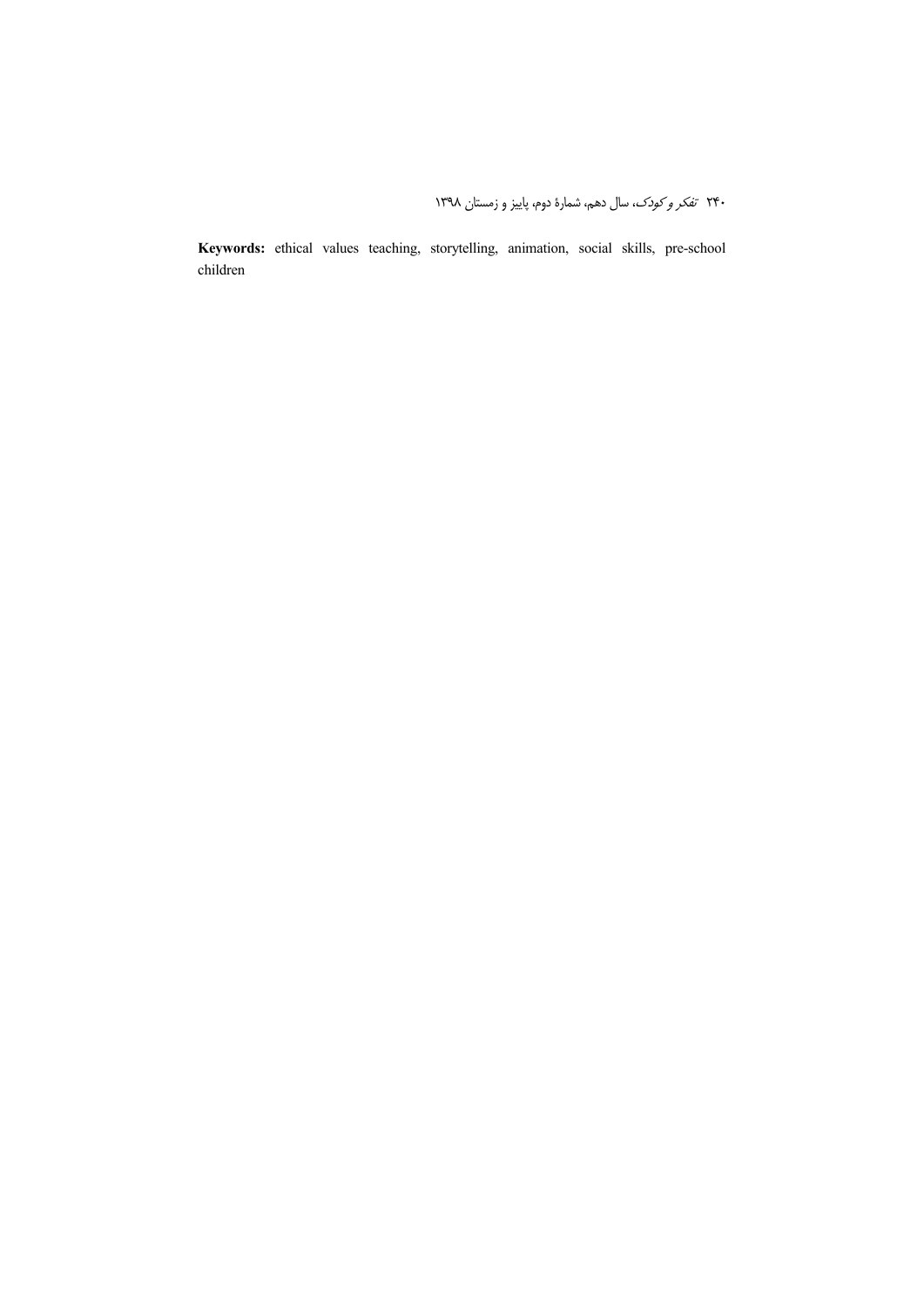**Keywords:** ethical values teaching, storytelling, animation, social skills, pre-school children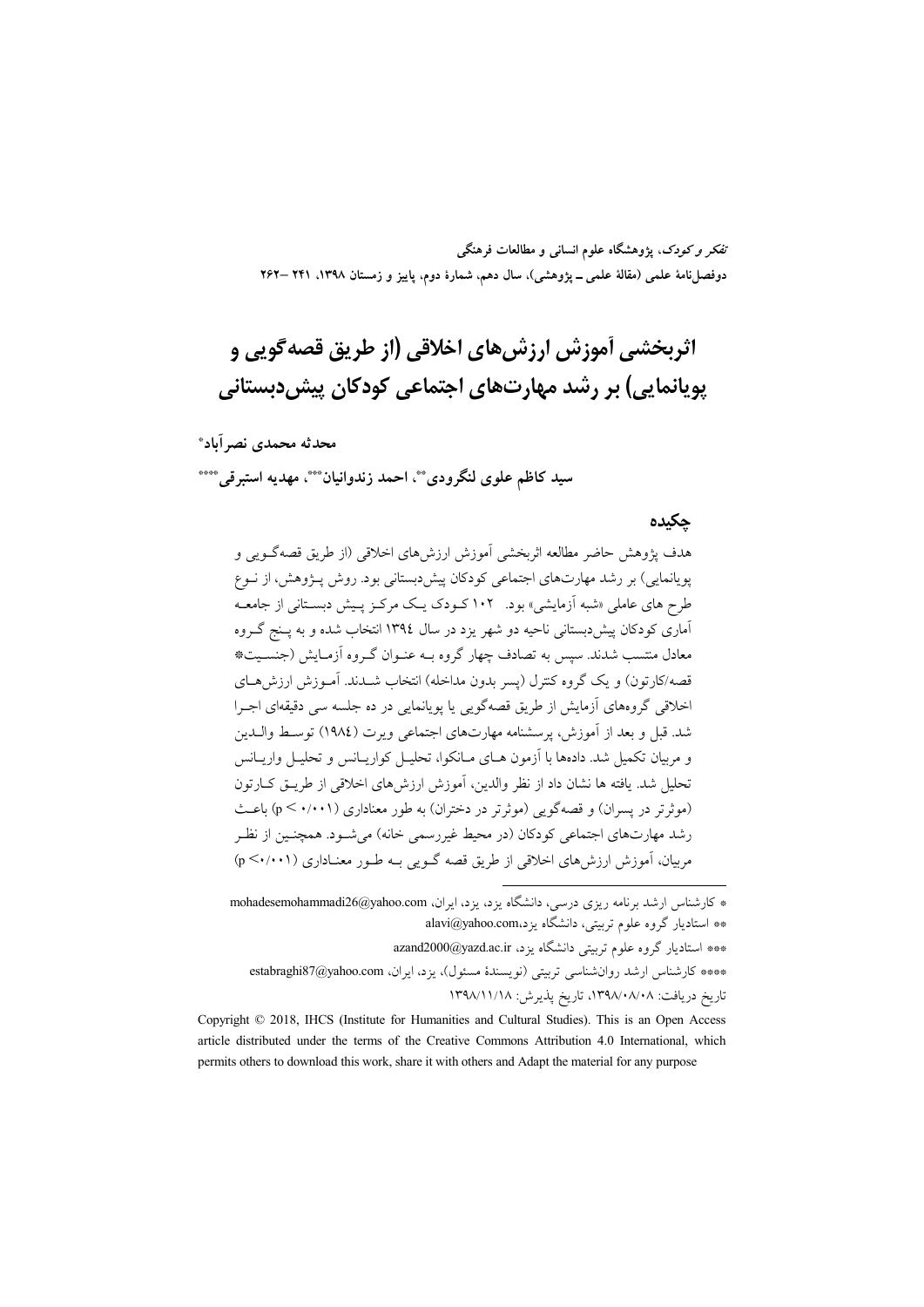# اثربخشی آموزش ارزش‌های اخلاقی (از طریق قصه‌گویی و پویانمایی) بر رشد مهارت‌های اجتماعی کودکان پیش‌دبستانی

**محدثه محمدی نصرآباد***

**سید کاظم علوی لنگرودی****، **احمد زندوانیان*****، **مهدیه استبرقی******

## چکیده

هدف پژوهش حاضر مطالعه اثربخشی آموزش ارزش‌های اخلاقی (از طریق قصه‌گویی و پویانمایی) بر رشد مهارت‌های اجتماعی کودکان پیش‌دبستانی بود. روش پژوهش، از نوع طرح های عاملی «شبه آزمایشی» بود. ۱۰۲ کودک یک مرکز پیش دبستانی از جامعه آماری کودکان پیش‌دبستانی ناحیه دو شهر یزد در سال ۱۳۹٤ انتخاب شده و به پنج گروه معادل منتسب شدند. سپس به تصادف چهار گروه به عنوان گروه آزمایش (جنسیت* قصه/کارتون) و یک گروه کنترل (پسر بدون مداخله) انتخاب شدند. آموزش ارزش‌های اخلاقی گروه‌های آزمایش از طریق قصه‌گویی یا پویانمایی در ده جلسه سی دقیقه‌ای اجرا شد. قبل و بعد از آموزش، پرسشنامه مهارت‌های اجتماعی ویرت (١٩٨٤) توسط والدین و مربیان تکمیل شد. داده‌ها با آزمون های مانکوا، تحلیل کواریانس و تحلیل واریانس تحلیل شد. یافته ها نشان داد از نظر والدین، آموزش ارزش‌های اخلاقی از طریق کارتون (موثرتر در پسران) و قصه‌گویی (موثرتر در دختران) به طور معناداری ($p < ۰/۰۰۱$) باعث رشد مهارت‌های اجتماعی کودکان (در محیط غیررسمی خانه) می‌شود. همچنین از نظر مربیان، آموزش ارزش‌های اخلاقی از طریق قصه گویی به طور معناداری ($p < ۰/۰۰۱$)

---

* کارشناس ارشد برنامه ریزی درسی، دانشگاه یزد، یزد، ایران، mohadesemohammadi26@yahoo.com

** استادیار گروه علوم تربیتی، دانشگاه یزد، alavi@yahoo.com

*** استادیار گروه علوم تربیتی دانشگاه یزد، azand2000@yazd.ac.ir

**** کارشناس ارشد روان‌شناسی تربیتی (نویسندهٔ مسئول)، یزد، ایران، estabraghi87@yahoo.com

تاریخ دریافت: ۱۳۹۸/۰۸/۰۸، تاریخ پذیرش: ۱۳۹۸/۱۱/۱۸

Copyright © 2018, IHCS (Institute for Humanities and Cultural Studies). This is an Open Access article distributed under the terms of the Creative Commons Attribution 4.0 International, which permits others to download this work, share it with others and Adapt the material for any purpose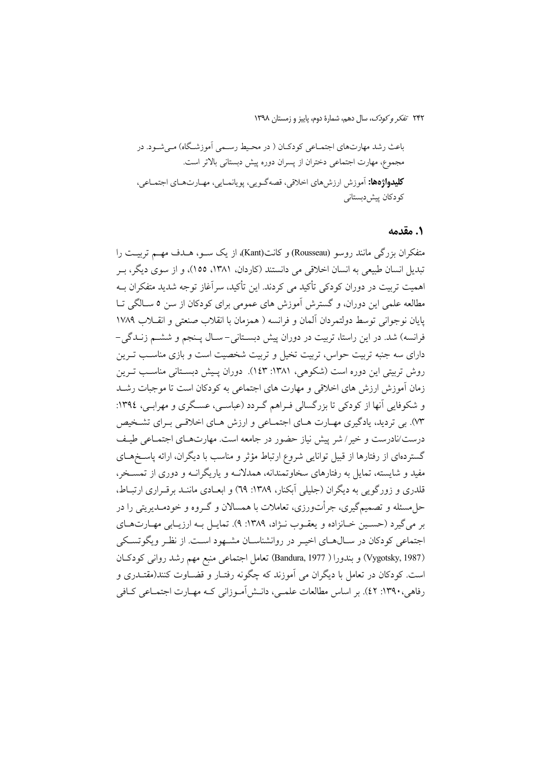باعث رشد مهارت‌های اجتماعی کودکان ( در محیط رسمی آموزشگاه) می‌شود. در مجموع، مهارت اجتماعی دختران از پسران دوره پیش دبستانی بالاتر است.

**کلیدواژه‌ها:** آموزش ارزش‌های اخلاقی، قصه‌گویی، پویانمایی، مهارت‌های اجتماعی، کودکان پیش‌دبستانی

## ۱. مقدمه

متفکران بزرگی مانند روسو (Rousseau) و کانت(Kant)، از یک سو، هدف مهم تربیت را تبدیل انسان طبیعی به انسان اخلاقی می دانستند (کاردان، ۱۳۸۱، ۱۵۵)، و از سوی دیگر، بر اهمیت تربیت در دوران کودکی تأکید می کردند. این تأکید، سرآغاز توجه شدید متفکران به مطالعه علمی این دوران، و گسترش آموزش های عمومی برای کودکان از سن ۵ سالگی تا پایان نوجوانی توسط دولتمردان آلمان و فرانسه ( همزمان با انقلاب صنعتی و انقلاب ۱۷۸۹ فرانسه) شد. در این راستا، تربیت در دوران پیش دبستانی– سال پنجم و ششم زندگی– دارای سه جنبه تربیت حواس، تربیت تخیل و تربیت شخصیت است و بازی مناسب ترین روش تربیتی این دوره است (شکوهی، ۱۳۸۱: ۱۴۳). دوران پیش دبستانی مناسب ترین زمان آموزش ارزش های اخلاقی و مهارت های اجتماعی به کودکان است تا موجبات رشد و شکوفایی آنها از کودکی تا بزرگسالی فراهم گردد (عباسی، عسگری و مهرابی، ۱۳۹۴: ۷۳). بی تردید، یادگیری مهارت های اجتماعی و ارزش های اخلاقی برای تشخیص درست/نادرست و خیر/ شر پیش نیاز حضور در جامعه است. مهارت‌های اجتماعی طیف گسترده‌ای از رفتارها از قبیل توانایی شروع ارتباط مؤثر و مناسب با دیگران، ارائه پاسخ‌های مفید و شایسته، تمایل به رفتارهای سخاوتمندانه، همدلانه و یاریگرانه و دوری از تمسخر، قلدری و زورگویی به دیگران (جلیلی آبکنار، ۱۳۸۹: ۶۹) و ابعادی مانند برقراری ارتباط، حل‌مسئله و تصمیم‌گیری، جرأت‌ورزی، تعاملات با همسالان و گروه و خودمدیریتی را در بر می‌گیرد (حسین خانزاده و یعقوب نژاد، ۱۳۸۹: ۹). تمایل به ارزیابی مهارت‌های اجتماعی کودکان در سال‌های اخیر در روانشناسان مشهود است. از نظر ویگوتسکی (Vygotsky, 1987) و بندورا ( Bandura, 1977) تعامل اجتماعی منبع مهم رشد روانی کودکان است. کودکان در تعامل با دیگران می آموزند که چگونه رفتار و قضاوت کنند(مقتدری و رفاهی،۱۳۹۰: ۴۲). بر اساس مطالعات علمی، دانش‌آموزانی که مهارت اجتماعی کافی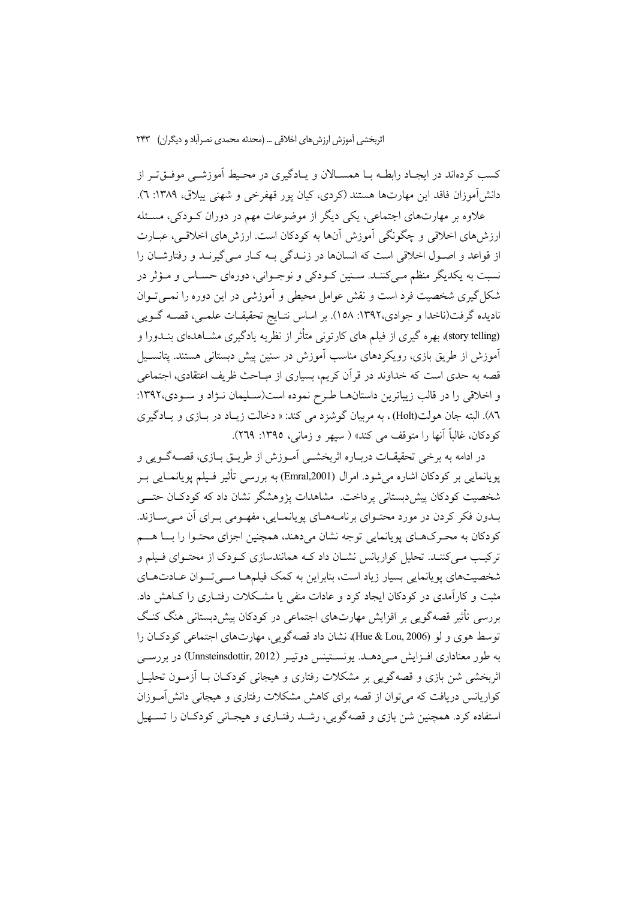کسب کرده‌اند در ایجاد رابطه با همسالان و یادگیری در محیط آموزشی موفق‌تر از دانش‌آموزان فاقد این مهارت‌ها هستند (کردی، کیان پور قهفرخی و شهنی ییلاق، ۱۳۸۹: ٦).

علاوه بر مهارت‌های اجتماعی، یکی دیگر از موضوعات مهم در دوران کودکی، مسئله ارزش‌های اخلاقی و چگونگی آموزش آن‌ها به کودکان است. ارزش‌های اخلاقی، عبارت از قواعد و اصول اخلاقی است که انسان‌ها در زندگی به کار می‌گیرند و رفتارشان را نسبت به یکدیگر منظم می‌کنند. سنین کودکی و نوجوانی، دوره‌ای حساس و مؤثر در شکل‌گیری شخصیت فرد است و نقش عوامل محیطی و آموزشی در این دوره را نمی‌توان نادیده گرفت(ناخدا و جوادی،۱۳۹۲: ۱۵۸). بر اساس نتایج تحقیقات علمی، قصه گویی (story telling)، بهره گیری از فیلم های کارتونی متأثر از نظریه یادگیری مشاهده‌ای بندورا و آموزش از طریق بازی، رویکردهای مناسب آموزش در سنین پیش دبستانی هستند. پتانسیل قصه به حدی است که خداوند در قرآن کریم، بسیاری از مباحث ظریف اعتقادی، اجتماعی و اخلاقی را در قالب زیباترین داستان‌ها طرح نموده است(سلیمان نژاد و سودی،۱۳۹۲: ۸٦). البته جان هولت(Holt) ، به مربیان گوشزد می کند: « دخالت زیاد در بازی و یادگیری کودکان، غالباً آنها را متوقف می کند» ( سپهر و زمانی، ۱۳۹۵: ۲٦۹).

در ادامه به برخی تحقیقات درباره اثربخشی آموزش از طریق بازی، قصه‌گویی و پویانمایی بر کودکان اشاره می‌شود. امرال (Emral,2001) به بررسی تأثیر فیلم پویانمایی بر شخصیت کودکان پیش‌دبستانی پرداخت. مشاهدات پژوهشگر نشان داد که کودکان حتی بدون فکر کردن در مورد محتوای برنامه‌های پویانمایی، مفهومی برای آن می‌سازند. کودکان به محرک‌های پویانمایی توجه نشان می‌دهند، همچنین اجزای محتوا را با هم ترکیب می‌کنند. تحلیل کواریانس نشان داد که همانندسازی کودک از محتوای فیلم و شخصیت‌های پویانمایی بسیار زیاد است، بنابراین به کمک فیلم‌ها می‌توان عادت‌های مثبت و کارآمدی در کودکان ایجاد کرد و عادات منفی یا مشکلات رفتاری را کاهش داد. بررسی تأثیر قصه‌گویی بر افزایش مهارت‌های اجتماعی در کودکان پیش‌دبستانی هنگ کنگ توسط هوی و لو (Hue & Lou, 2006)، نشان داد قصه‌گویی، مهارت‌های اجتماعی کودکان را به طور معناداری افزایش می‌دهد. یونستینس دوتیر (Unnsteinsdottir, 2012) در بررسی اثربخشی شن بازی و قصه‌گویی بر مشکلات رفتاری و هیجانی کودکان با آزمون تحلیل کواریانس دریافت که می‌توان از قصه برای کاهش مشکلات رفتاری و هیجانی دانش‌آموزان استفاده کرد. همچنین شن بازی و قصه‌گویی، رشد رفتاری و هیجانی کودکان را تسهیل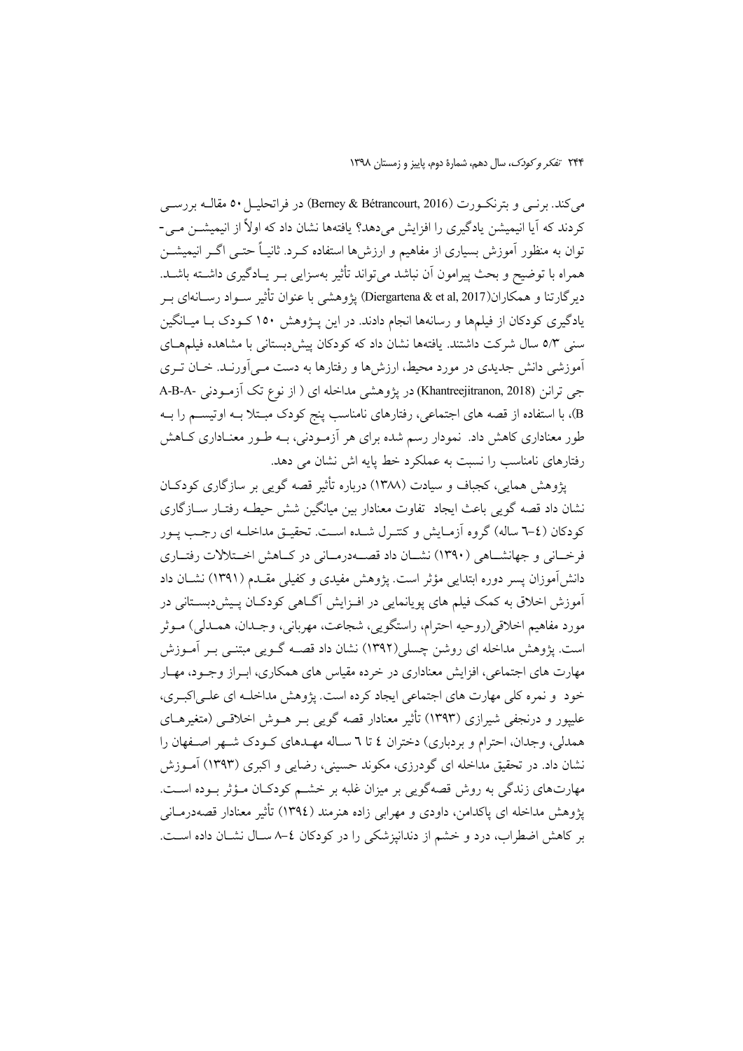می‌کند. برنـی و بترنکـورت (Berney & Bétrancourt, 2016) در فراتحلیـل ۵۰ مقالـه بررسـی کردند که آیا انیمیشن یادگیری را افزایش می‌دهد؟ یافته‌ها نشان داد که اولاً از انیمیشـن مـی-توان به منظور آموزش بسیاری از مفاهیم و ارزش‌ها استفاده کـرد. ثانیـاً حتـی اگـر انیمیشـن همراه با توضیح و بحث پیرامون آن نباشد می‌تواند تأثیر به‌سزایی بـر یـادگیری داشـته باشـد. دیرگارتنا و همکاران(Diergartena & et al, 2017) پژوهشی با عنوان تأثیر سـواد رسـانه‌ای بـر یادگیری کودکان از فیلم‌ها و رسانه‌ها انجام دادند. در این پـژوهش ۱۵۰ کـودک بـا میـانگین سنی ۵/۳ سال شرکت داشتند. یافته‌ها نشان داد که کودکان پیش‌دبستانی با مشاهده فیلم‌هـای آموزشی دانش جدیدی در مورد محیط، ارزش‌ها و رفتارها به دست مـی‌آورنـد. خـان تـری جی ترانن (Khantreejitranon, 2018) در پژوهشی مداخله ای ( از نوع تک آزمـودنی A-B-A-B)، با استفاده از قصه های اجتماعی، رفتارهای نامناسب پنج کودک مبـتلا بـه اوتیسـم را بـه طور معناداری کاهش داد. نمودار رسم شده برای هر آزمـودنی، بـه طـور معنـاداری کـاهش رفتارهای نامناسب را نسبت به عملکرد خط پایه اش نشان می دهد.

پژوهش همایی، کجباف و سیادت (۱۳۸۸) درباره تأثیر قصه گویی بر سازگاری کودکـان نشان داد قصه گویی باعث ایجاد تفاوت معنادار بین میانگین شش حیطـه رفتـار سـازگاری کودکان (٤–٦ ساله) گروه آزمـایش و کنتـرل شـده اسـت. تحقیـق مداخلـه ای رجـب پـور فرخـانی و جهانشـاهی (۱۳۹۰) نشـان داد قصـه‌درمـانی در کـاهش اخـتلالات رفتـاری دانش‌آموزان پسر دوره ابتدایی مؤثر است. پژوهش مفیدی و کفیلی مقـدم (۱۳۹۱) نشـان داد آموزش اخلاق به کمک فیلم های پویانمایی در افـزایش آگـاهی کودکـان پـیش‌دبسـتانی در مورد مفاهیم اخلاقی(روحیه احترام، راستگویی، شجاعت، مهربانی، وجـدان، همـدلی) مـوثر است. پژوهش مداخله ای روشن چسلی(۱۳۹۲) نشان داد قصـه گـویی مبتنـی بـر آمـوزش مهارت های اجتماعی، افزایش معناداری در خرده مقیاس های همکاری، ابـراز وجـود، مهـار خود و نمره کلی مهارت های اجتماعی ایجاد کرده است. پژوهش مداخلـه ای علـی‌اکبـری، علیپور و درنجفی شیرازی (۱۳۹۳) تأثیر معنادار قصه گویی بـر هـوش اخلاقـی (متغیرهـای همدلی، وجدان، احترام و بردباری) دختران ٤ تا ٦ سـاله مهـدهای کـودک شـهر اصـفهان را نشان داد. در تحقیق مداخله ای گودرزی، مکوند حسینی، رضایی و اکبری (۱۳۹۳) آمـوزش مهارت‌های زندگی به روش قصه‌گویی بر میزان غلبه بر خشـم کودکـان مـؤثر بـوده اسـت. پژوهش مداخله ای پاکدامن، داودی و مهرابی زاده هنرمند (۱۳۹٤) تأثیر معنادار قصه‌درمـانی بر کاهش اضطراب، درد و خشم از دندانپزشکی را در کودکان ٤–٨ سـال نشـان داده اسـت.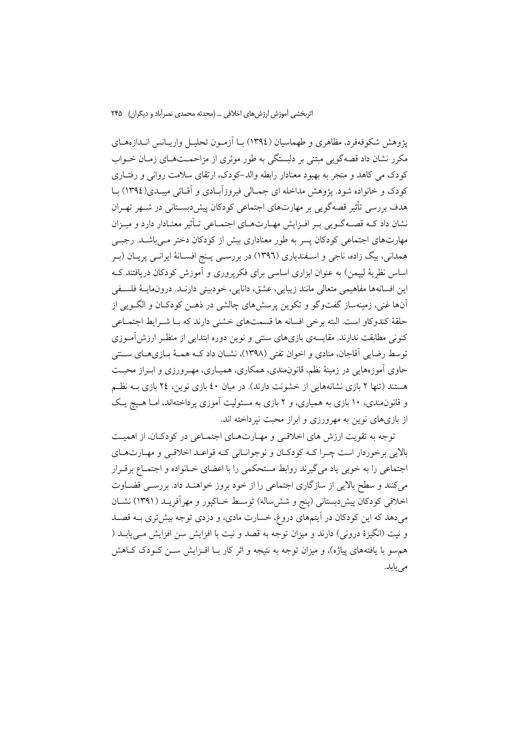پژوهش شکوفه‌فرد، مظاهری و طهماسیان (١٣٩٤) بـا آزمـون تحلیـل واریـانس انـدازه‌هـای مکرر نشان داد قصه‌گویی مبتنی بر دلبستگی به طور موثری از مزاحمـت‌هـای زمـان خـواب کودک می کاهد و منجر به بهبود معنادار رابطه والد-کودک، ارتقای سلامت روانی و رفتـاری کودک و خانواده شود. پژوهش مداخله ای جمـالی فیروزآبـادی و آقـائی میبـدی(١٣٩٤) بـا هدف بررسی تأثیر قصه‌گویی بر مهارت‌های اجتماعی کودکان پیش‌دبسـتانی در شـهر تهـران نشان داد کـه قصـه‌گـویی بـر افـزایش مهـارت‌هـای اجتمـاعی تـأثیر معنـادار دارد و میـزان مهارت‌های اجتماعی کودکان پسر به طور معناداری بیش از کودکان دختر مـی‌باشـد. رجبـی همدانی، بیگ زاده، ناجی و اسـفندیاری (١٣٩٦) در بررسـی پـنج افسـانهٔ ایرانـی پریـان (بـر اساس نظریهٔ لیپمن) به عنوان ابزاری اساسی برای فکرپروری و آموزش کودکان دریافتند کـه این افسانه‌ها مفاهیمی متعالی مانند زیبایی، عشق، دانایی، خودبینی دارنـد. درونمایـهٔ فلسـفی آن‌ها غنی، زمینه‌ساز گفت‌وگو و تکوین پرسش‌های چالشی در ذهـن کودکـان و الگـویی از حلقهٔ کندوکاو است. البته برخی افسانه ها قسمت‌های خشنی دارند که بـا شـرایط اجتمـاعی کنونی مطابقت ندارند. مقایسه‌ی بازی‌های سنتی و نوین دوره ابتدایی از منظـر ارزش‌آمـوزی توسط رضایی آقاجان، منادی و اخوان تفتی (١٣٩٨)، نشـان داد کـه همـهٔ بـازی‌هـای سـنتی حاوی آموزه‌هایی در زمینهٔ نظم، قانون‌مندی، همکاری، همیـاری، مهـرورزی و ابـراز محبـت هستند (تنها ٢ بازی نشانه‌هایی از خشونت دارند). در میان ٤٠ بازی نوین، ٢٤ بازی بـه نظـم و قانون‌مندی، ١٠ بازی به همیاری، و ٢ بازی به مسئولیت آموزی پرداخته‌اند، امـا هـیچ یـک از بازی‌های نوین به مهرورزی و ابراز محبت نپرداخته اند.

توجه به تقویت ارزش های اخلاقـی و مهـارت‌هـای اجتمـاعی در کودکـان، از اهمیـت بالایی برخوردار است چـرا کـه کودکـان و نوجوانـانی کـه قواعـد اخلاقـی و مهـارت‌هـای اجتماعی را به خوبی یاد می‌گیرند روابط مستحکمی را با اعضای خـانواده و اجتمـاع برقـرار می‌کنند و سطح بالایی از سازگاری اجتماعی را از خود بروز خواهنـد داد. بررسـی قضـاوت اخلاقی کودکان پیش‌دبستانی (پنج و شش‌ساله) توسـط خـاکپور و مهرآفریـد (١٣٩١) نشـان می‌دهد که این کودکان در آیتم‌های دروغ، خسارت مادی، و دزدی توجه بیش‌تری بـه قصـد و نیت (انگیزهٔ درونی) دارند و میزان توجه به قصد و نیت با افزایش سن افزایش مـی‌یابـد ( هم‌سو با یافته‌های پیاژه)، و میزان توجه به نتیجه و اثر کار بـا افـزایش سـن کـودک کـاهش می‌یابد.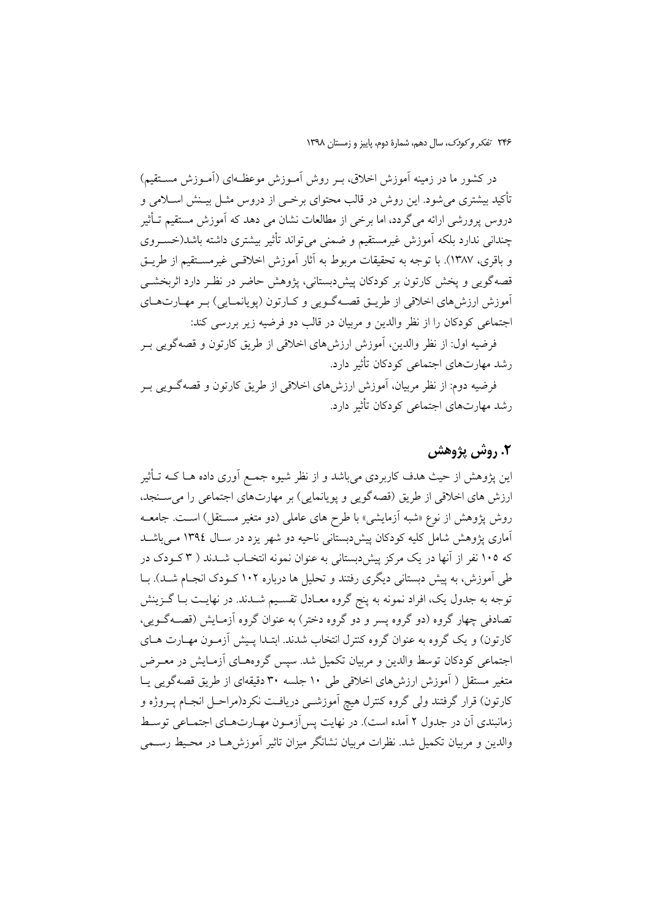در کشور ما در زمینه آموزش اخلاق، بـر روش آمـوزش موعظـه‌ای (آمـوزش مسـتقیم) تأکید بیشتری می‌شود. این روش در قالب محتوای برخـی از دروس مثـل بیـنش اسـلامی و دروس پرورشی ارائه می‌گردد، اما برخی از مطالعات نشان می دهد که آموزش مستقیم تـأثیر چندانی ندارد بلکه آموزش غیرمستقیم و ضمنی می‌تواند تأثیر بیشتری داشته باشد(خسـروی و باقری، ۱۳۸۷). با توجه به تحقیقات مربوط به آثار آموزش اخلاقـی غیرمسـتقیم از طریـق قصه‌گویی و پخش کارتون بر کودکان پیش‌دبستانی، پژوهش حاضر در نظـر دارد اثربخشـی آموزش ارزش‌های اخلاقی از طریـق قصـه‌گـویی و کـارتون (پویانمـایی) بـر مهـارت‌هـای اجتماعی کودکان را از نظر والدین و مربیان در قالب دو فرضیه زیر بررسی کند:

فرضیه اول: از نظر والدین، آموزش ارزش‌های اخلاقی از طریق کارتون و قصه‌گویی بـر رشد مهارت‌های اجتماعی کودکان تأثیر دارد.

فرضیه دوم: از نظر مربیان، آموزش ارزش‌های اخلاقی از طریق کارتون و قصه‌گـویی بـر رشد مهارت‌های اجتماعی کودکان تأثیر دارد.

## ۲. روش پژوهش

این پژوهش از حیث هدف کاربردی می‌باشد و از نظر شیوه جمـع آوری داده هـا کـه تـأثیر ارزش های اخلاقی از طریق (قصه‌گویی و پویانمایی) بر مهارت‌های اجتماعی را می‌سـنجد، روش پژوهش از نوع «شبه آزمایشی» با طرح های عاملی (دو متغیر مسـتقل) اسـت. جامعـه آماری پژوهش شامل کلیه کودکان پیش‌دبستانی ناحیه دو شهر یزد در سـال ۱۳۹٤ مـی‌باشـد که ۱۰۵ نفر از آنها در یک مرکز پیش‌دبستانی به عنوان نمونه انتخـاب شـدند ( ۳ کـودک در طی آموزش، به پیش دبستانی دیگری رفتند و تحلیل ها درباره ۱۰۲ کـودک انجـام شـد). بـا توجه به جدول یک، افراد نمونه به پنج گروه معـادل تقسـیم شـدند. در نهایـت بـا گـزینش تصادفی چهار گروه (دو گروه پسر و دو گروه دختر) به عنوان گروه آزمـایش (قصـه‌گـویی، کارتون) و یک گروه به عنوان گروه کنترل انتخاب شدند. ابتـدا پـیش آزمـون مهـارت هـای اجتماعی کودکان توسط والدین و مربیان تکمیل شد. سپس گروه‌هـای آزمـایش در معـرض متغیر مستقل ( آموزش ارزش‌های اخلاقی طی ۱۰ جلسه ۳۰ دقیقه‌ای از طریق قصه‌گویی یـا کارتون) قرار گرفتند ولی گروه کنترل هیچ آموزشـی دریافـت نکرد(مراحـل انجـام پـروژه و زمانبندی آن در جدول ۲ آمده است). در نهایت پس‌آزمـون مهـارت‌هـای اجتمـاعی توسـط والدین و مربیان تکمیل شد. نظرات مربیان نشانگر میزان تاثیر آموزش‌هـا در محـیط رسـمی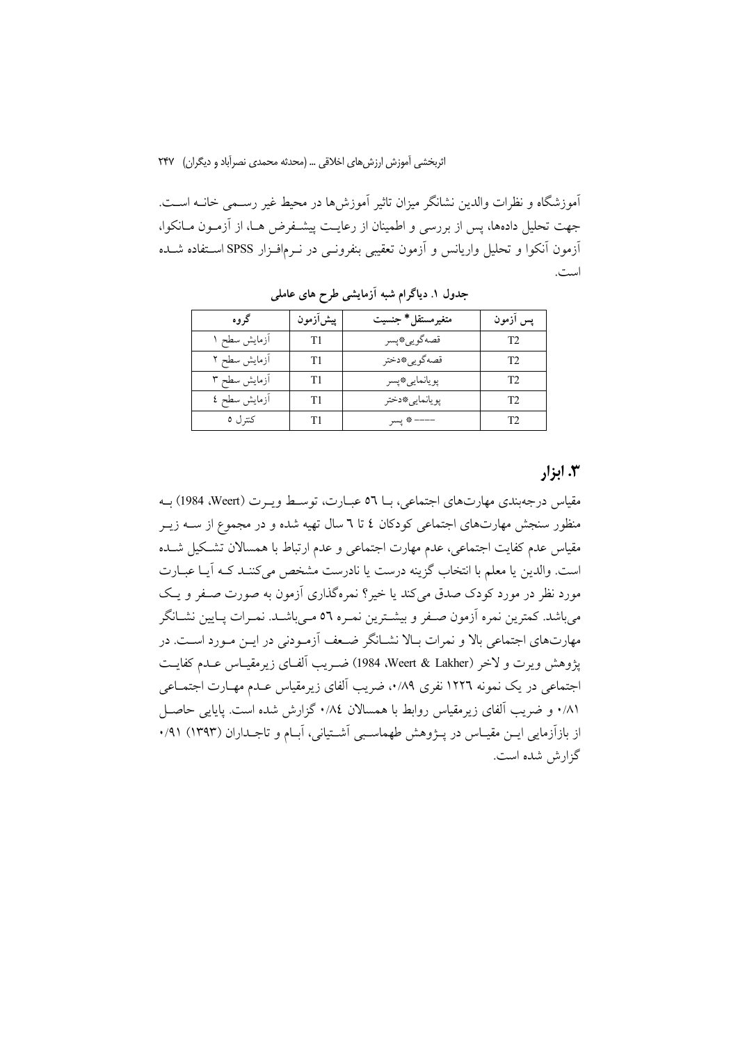آموزشگاه و نظرات والدین نشانگر میزان تاثیر آموزش‌ها در محیط غیر رسمی خانه است. جهت تحلیل داده‌ها، پس از بررسی و اطمینان از رعایت پیشفرض ها، از آزمون مانکوا، آزمون آنکوا و تحلیل واریانس و آزمون تعقیبی بنفرونی در نرم‌افزار SPSS استفاده شده است.

**جدول ۱. دیاگرام شبه آزمایشی طرح های عاملی**

| گروه | پیش‌آزمون | متغیرمستقل * جنسیت | پس آزمون |
|---|---|---|---|
| آزمایش سطح ۱ | T1 | قصه‌گویی*پسر | T2 |
| آزمایش سطح ۲ | T1 | قصه‌گویی*دختر | T2 |
| آزمایش سطح ۳ | T1 | پویانمایی*پسر | T2 |
| آزمایش سطح ٤ | T1 | پویانمایی*دختر | T2 |
| کنترل ٥ | T1 | ---- * پسر | T2 |

## ۳. ابزار

مقیاس درجه‌بندی مهارت‌های اجتماعی، با ٥٦ عبارت، توسط ویرت (Weert، 1984) به منظور سنجش مهارت‌های اجتماعی کودکان ٤ تا ٦ سال تهیه شده و در مجموع از سه زیر مقیاس عدم کفایت اجتماعی، عدم مهارت اجتماعی و عدم ارتباط با همسالان تشکیل شده است. والدین یا معلم با انتخاب گزینه درست یا نادرست مشخص می‌کنند که آیا عبارت مورد نظر در مورد کودک صدق می‌کند یا خیر؟ نمره‌گذاری آزمون به صورت صفر و یک می‌باشد. کمترین نمره آزمون صفر و بیشترین نمره ٥٦ می‌باشد. نمرات پایین نشانگر مهارت‌های اجتماعی بالا و نمرات بالا نشانگر ضعف آزمودنی در این مورد است. در پژوهش ویرت و لاخر (Weert & Lakher، 1984) ضریب آلفای زیرمقیاس عدم کفایت اجتماعی در یک نمونه ۱۲۲٦ نفری ۰/۸۹، ضریب آلفای زیرمقیاس عدم مهارت اجتماعی ۰/۸۱ و ضریب آلفای زیرمقیاس روابط با همسالان ۰/۸٤ گزارش شده است. پایایی حاصل از بازآزمایی این مقیاس در پژوهش طهماسبی آشتیانی، آبام و تاجداران (۱۳۹۳) ۰/۹۱ گزارش شده است.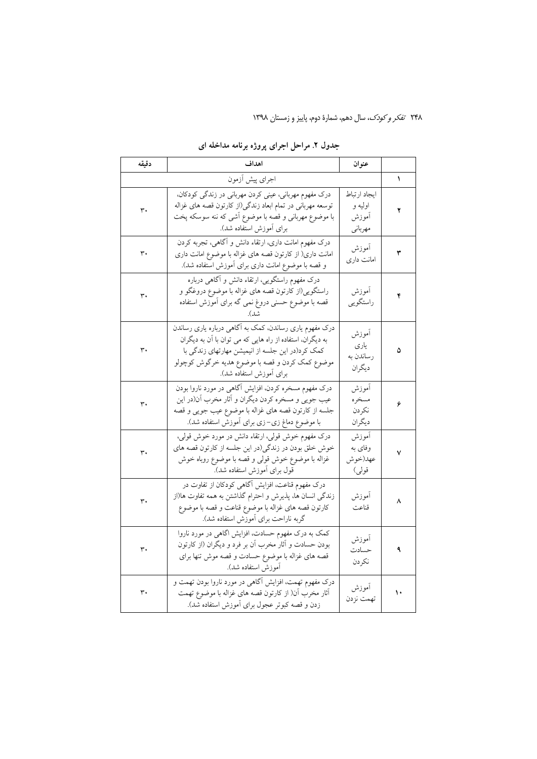**جدول ۲. مراحل اجرای پروژه برنامه مداخله ای**

| | عنوان | اهداف | دقیقه |
|---|---|---|---|
| ۱ | اجرای پیش آزمون | | |
| ۲ | ایجاد ارتباط اولیه و آموزش مهربانی | درک مفهوم مهربانی، عینی کردن مهربانی در زندگی کودکان، توسعه مهربانی در تمام ابعاد زندگی(از کارتون قصه های غزاله با موضوع مهربانی و قصه با موضوع آشی که ننه سوسکه پخت برای آموزش استفاده شد). | ۳۰ |
| ۳ | آموزش امانت داری | درک مفهوم امانت داری، ارتقاء دانش و آگاهی، تجربه کردن امانت داری( از کارتون قصه های غزاله با موضوع امانت داری و قصه با موضوع امانت داری برای آموزش استفاده شد). | ۳۰ |
| ۴ | آموزش راستگویی | درک مفهوم راستگویی، ارتقاء دانش و آگاهی درباره راستگویی(از کارتون قصه های غزاله با موضوع دروغگو و قصه با موضوع حسنی دروغ نمی گه برای آموزش استفاده شد). | ۳۰ |
| ۵ | آموزش یاری رساندن به دیگران | درک مفهوم یاری رساندن، کمک به آگاهی درباره یاری رساندن به دیگران، استفاده از راه هایی که می توان با آن به دیگران کمک کرد(در این جلسه از انیمیشن مهارتهای زندگی با موضوع کمک کردن و قصه با موضوع هدیه خرگوش کوچولو برای آموزش استفاده شد). | ۳۰ |
| ۶ | آموزش مسخره نکردن دیگران | درک مفهوم مسخره کردن، افزایش آگاهی در مورد ناروا بودن عیب جویی و مسخره کردن دیگران و آثار مخرب آن(در این جلسه از کارتون قصه های غزاله با موضوع عیب جویی و قصه با موضوع دماغ زی-زی برای آموزش استفاده شد). | ۳۰ |
| ۷ | آموزش وفای به عهد(خوش قولی) | درک مفهوم خوش قولی، ارتقاء دانش در مورد خوش قولی، خوش خلق بودن در زندگی(در این جلسه از کارتون قصه های غزاله با موضوع خوش قولی و قصه با موضوع روباه خوش قول برای آموزش استفاده شد). | ۳۰ |
| ۸ | آموزش قناعت | درک مفهوم قناعت، افزایش آگاهی کودکان از تفاوت در زندگی انسان ها، پذیرش و احترام گذاشتن به همه تفاوت ها(از کارتون قصه های غزاله با موضوع قناعت و قصه با موضوع گربه ناراحت برای آموزش استفاده شد). | ۳۰ |
| ۹ | آموزش حسادت نکردن | کمک به درک مفهوم حسادت، افزایش اگاهی در مورد ناروا بودن حسادت و آثار مخرب آن بر فرد و دیگران (از کارتون قصه های غزاله با موضوع حسادت و قصه موش تنها برای آموزش استفاده شد). | ۳۰ |
| ۱۰ | آموزش تهمت نزدن | درک مفهوم تهمت، افزایش آگاهی در مورد ناروا بودن تهمت و آثار مخرب آن( از کارتون قصه های غزاله با موضوع تهمت زدن و قصه کبوتر عجول برای آموزش استفاده شد). | ۳۰ |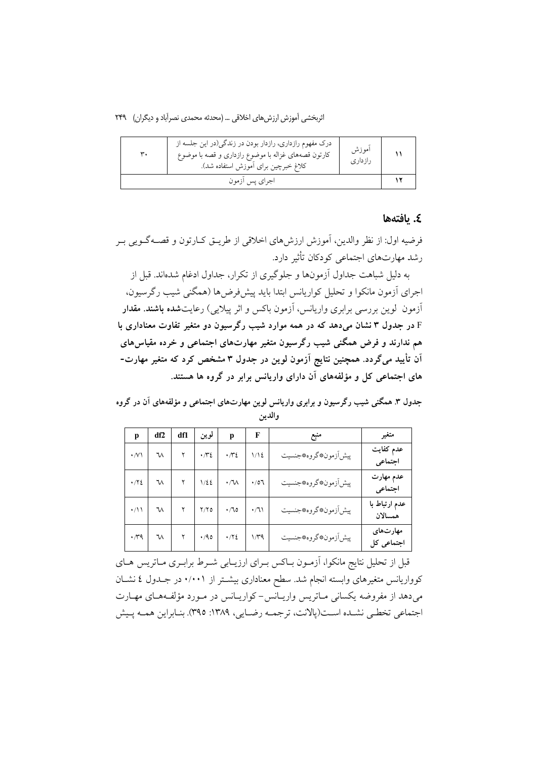| ۳۰ | درک مفهوم رازداری، رازدار بودن در زندگی(در این جلسه از کارتون قصه‌های غزاله با موضوع رازداری و قصه با موضوع کلاغ خبرچین برای آموزش استفاده شد). | آموزش رازداری | ۱۱ |
|---|---|---|---|
| اجرای پس آزمون | | | ۱۲ |

## ٤. یافته‌ها

فرضیه اول: از نظر والدین، آموزش ارزش‌های اخلاقی از طریق کارتون و قصه‌گویی بر رشد مهارت‌های اجتماعی کودکان تأثیر دارد.

به دلیل شباهت جداول آزمون‌ها و جلوگیری از تکرار، جداول ادغام شده‌اند. قبل از اجرای آزمون مانکوا و تحلیل کواریانس ابتدا باید پیش‌فرض‌ها (همگنی شیب رگرسیون، آزمون لوین بررسی برابری واریانس، آزمون باکس و اثر پیلایی) رعایت‌**شده باشند. مقدار F در جدول ۳ نشان می‌دهد که در همه موارد شیب رگرسیون دو متغیر تفاوت معناداری با هم ندارند و فرض همگنی شیب رگرسیون متغیر مهارت‌های اجتماعی و خرده مقیاس‌های آن تأیید می‌گردد. همچنین نتایج آزمون لوین در جدول ۳ مشخص کرد که متغیر مهارت‌های اجتماعی کل و مؤلفه‌های آن دارای واریانس برابر در گروه ها هستند.**

**جدول ۳. همگنی شیب رگرسیون و برابری واریانس لوین مهارت‌های اجتماعی و مؤلفه‌های آن در گروه والدین**

| متغیر | منبع | F | p | لوین | df1 | df2 | p |
|---|---|---|---|---|---|---|---|
| **عدم کفایت اجتماعی** | پیش‌آزمون*گروه*جنسیت | ۱/۱٤ | ۰/۳٤ | ۰/۳٤ | ۲ | ٦۸ | ۰/۷۱ |
| **عدم مهارت اجتماعی** | پیش‌آزمون*گروه*جنسیت | ۰/٥٦ | ۰/٦۸ | ۱/٤٤ | ۲ | ٦۸ | ۰/۲٤ |
| **عدم ارتباط با همسالان** | پیش‌آزمون*گروه*جنسیت | ۰/٦۱ | ۰/٦٥ | ۲/۲٥ | ۲ | ٦۸ | ۰/۱۱ |
| **مهارت‌های اجتماعی کل** | پیش‌آزمون*گروه*جنسیت | ۱/۳۹ | ۰/۲٤ | ۰/۹٥ | ۲ | ٦۸ | ۰/۳۹ |

قبل از تحلیل نتایج مانکوا، آزمون باکس برای ارزیابی شرط برابری ماتریس های کوواریانس متغیرهای وابسته انجام شد. سطح معناداری بیشتر از ۰/۰۰۱ در جدول ٤ نشان می‌دهد از مفروضه یکسانی ماتریس واریانس-کواریانس در مورد مؤلفه‌های مهارت اجتماعی تخطی نشده است(پالانت، ترجمه رضایی، ۱۳۸۹: ۳۹٥). بنابراین همه پیش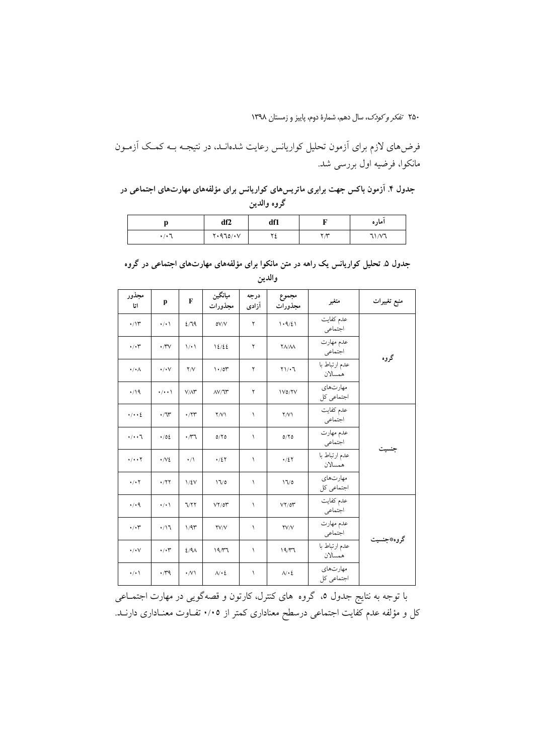فرض‌های لازم برای آزمون تحلیل کواریانس رعایت شده‌انـد، در نتیجـه بـه کمـک آزمـون مانکوا، فرضیه اول بررسی شد.

**جدول ۴. آزمون باکس جهت برابری ماتریس‌های کواریانس برای مؤلفه‌های مهارت‌های اجتماعی در گروه والدین**

| آماره | F | df1 | df2 | p |
|---|---|---|---|---|
| ۶۱/۷۶ | ۲/۳ | ۲۴ | ۲۰۹۶۵/۰۷ | ۰/۰۶ |

**جدول ۵. تحلیل کواریانس یک راهه در متن مانکوا برای مؤلفه‌های مهارت‌های اجتماعی در گروه والدین**

| منبع تغییرات | متغیر | مجموع مجذورات | درجه آزادی | میانگین مجذورات | F | p | مجذور اتا |
|---|---|---|---|---|---|---|---|
| گروه | عدم کفایت اجتماعی | ۱۰۹/۴۱ | ۲ | ۵۷/۷ | ۴/۶۹ | ۰/۰۱ | ۰/۱۳ |
| | عدم مهارت اجتماعی | ۲۸/۸۸ | ۲ | ۱۴/۴۴ | ۱/۰۱ | ۰/۳۷ | ۰/۰۳ |
| | عدم ارتباط با همسالان | ۲۱/۰۶ | ۲ | ۱۰/۵۳ | ۲/۷ | ۰/۰۷ | ۰/۰۸ |
| | مهارت‌های اجتماعی کل | ۱۷۵/۲۷ | ۲ | ۸۷/۶۳ | ۷/۸۳ | ۰/۰۰۱ | ۰/۱۹ |
| جنسیت | عدم کفایت اجتماعی | ۲/۷۱ | ۱ | ۲/۷۱ | ۰/۲۳ | ۰/۶۳ | ۰/۰۰۴ |
| | عدم مهارت اجتماعی | ۵/۲۵ | ۱ | ۵/۲۵ | ۰/۳۶ | ۰/۵۴ | ۰/۰۰۶ |
| | عدم ارتباط با همسالان | ۰/۴۲ | ۱ | ۰/۴۲ | ۰/۱ | ۰/۷۴ | ۰/۰۰۲ |
| | مهارت‌های اجتماعی کل | ۱۶/۵ | ۱ | ۱۶/۵ | ۱/۴۷ | ۰/۲۲ | ۰/۰۲ |
| گروه*جنسیت | عدم کفایت اجتماعی | ۷۲/۵۳ | ۱ | ۷۲/۵۳ | ۶/۲۲ | ۰/۰۱ | ۰/۰۹ |
| | عدم مهارت اجتماعی | ۲۷/۷ | ۱ | ۲۷/۷ | ۱/۹۳ | ۰/۱۶ | ۰/۰۳ |
| | عدم ارتباط با همسالان | ۱۹/۳۶ | ۱ | ۱۹/۳۶ | ۴/۹۸ | ۰/۰۳ | ۰/۰۷ |
| | مهارت‌های اجتماعی کل | ۸/۰۴ | ۱ | ۸/۰۴ | ۰/۷۱ | ۰/۳۹ | ۰/۰۱ |

با توجه به نتایج جدول ۵، گروه‌ های کنترل، کارتون و قصه‌گویی در مهارت اجتمـاعی کل و مؤلفه عدم کفایت اجتماعی درسطح معناداری کمتر از ۰/۰۵ تفـاوت معنـاداری دارنـد.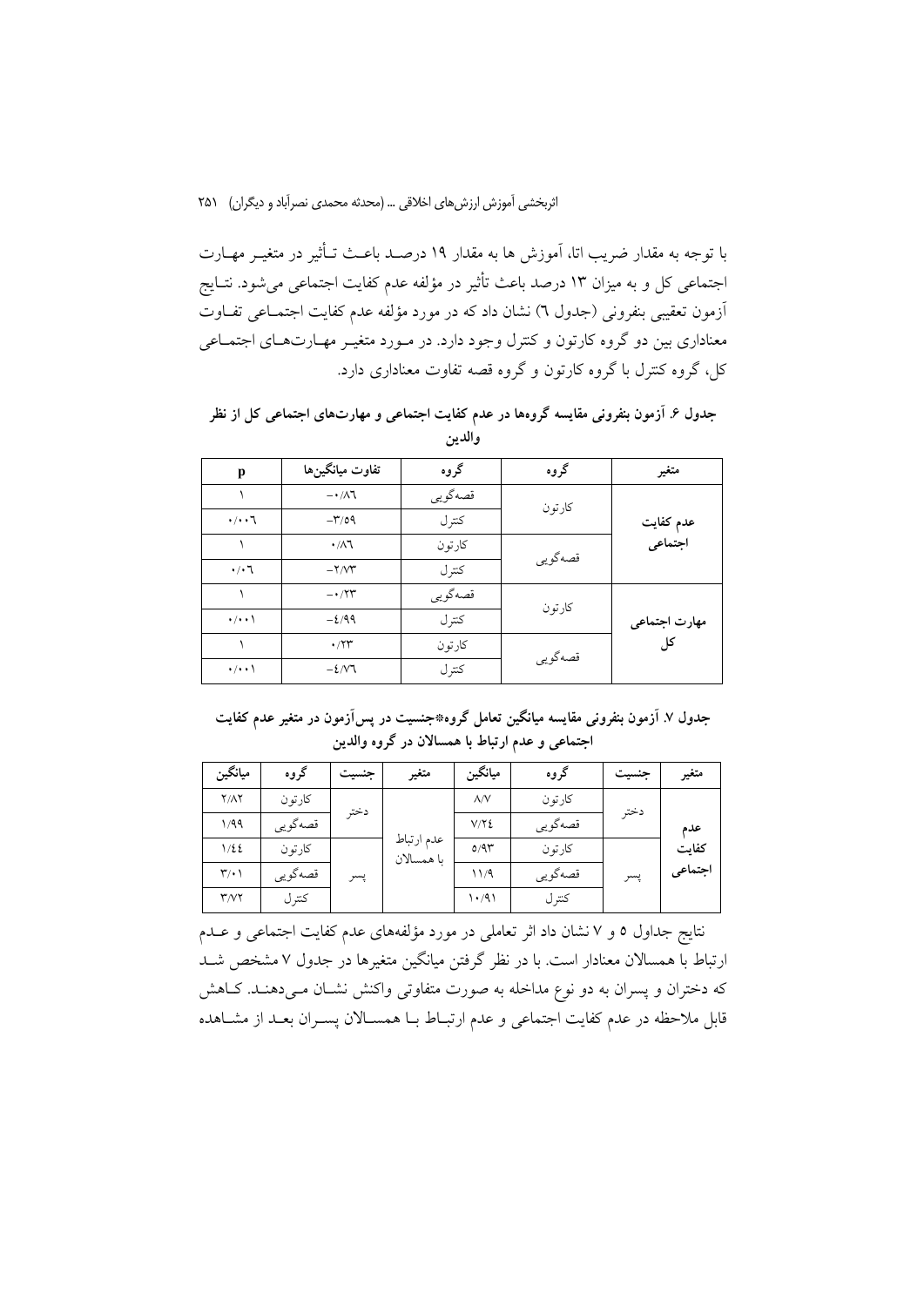با توجه به مقدار ضریب اتا، آموزش ها به مقدار ۱۹ درصد باعث تأثیر در متغیر مهارت اجتماعی کل و به میزان ۱۳ درصد باعث تأثیر در مؤلفه عدم کفایت اجتماعی می‌شود. نتایج آزمون تعقیبی بنفرونی (جدول ٦) نشان داد که در مورد مؤلفه عدم کفایت اجتماعی تفاوت معناداری بین دو گروه کارتون و کنترل وجود دارد. در مورد متغیر مهارت‌های اجتماعی کل، گروه کنترل با گروه کارتون و گروه قصه تفاوت معناداری دارد.

**جدول ۶. آزمون بنفرونی مقایسه گروه‌ها در عدم کفایت اجتماعی و مهارت‌های اجتماعی کل از نظر والدین**

| متغیر | گروه | گروه | تفاوت میانگین‌ها | p |
|---|---|---|---|---|
| عدم کفایت اجتماعی | کارتون | قصه‌گویی | -۰/۸٦ | ۱ |
| | | کنترل | -۳/۵۹ | ۰/۰۰٦ |
| | قصه‌گویی | کارتون | ۰/۸٦ | ۱ |
| | | کنترل | -۲/۷۳ | ۰/۰٦ |
| مهارت اجتماعی کل | کارتون | قصه‌گویی | -۰/۲۳ | ۱ |
| | | کنترل | -٤/۹۹ | ۰/۰۰۱ |
| | قصه‌گویی | کارتون | ۰/۲۳ | ۱ |
| | | کنترل | -٤/۷٦ | ۰/۰۰۱ |

**جدول ۷. آزمون بنفرونی مقایسه میانگین تعامل گروه*جنسیت در پس‌آزمون در متغیر عدم کفایت اجتماعی و عدم ارتباط با همسالان در گروه والدین**

| متغیر | جنسیت | گروه | میانگین | متغیر | جنسیت | گروه | میانگین |
|---|---|---|---|---|---|---|---|
| عدم کفایت اجتماعی | دختر | کارتون | ۸/۷ | عدم ارتباط با همسالان | دختر | کارتون | ۲/۸۲ |
| | | قصه‌گویی | ۷/۲٤ | | | قصه‌گویی | ۱/۹۹ |
| | پسر | کارتون | ۵/۹۳ | | پسر | کارتون | ۱/٤٤ |
| | | قصه‌گویی | ۱۱/۹ | | | قصه‌گویی | ۳/۰۱ |
| | | کنترل | ۱۰/۹۱ | | | کنترل | ۳/۷۲ |

نتایج جداول ۵ و ۷ نشان داد اثر تعاملی در مورد مؤلفه‌های عدم کفایت اجتماعی و عدم ارتباط با همسالان معنادار است. با در نظر گرفتن میانگین متغیرها در جدول ۷ مشخص شد که دختران و پسران به دو نوع مداخله به صورت متفاوتی واکنش نشان می‌دهند. کاهش قابل ملاحظه در عدم کفایت اجتماعی و عدم ارتباط با همسالان پسران بعد از مشاهده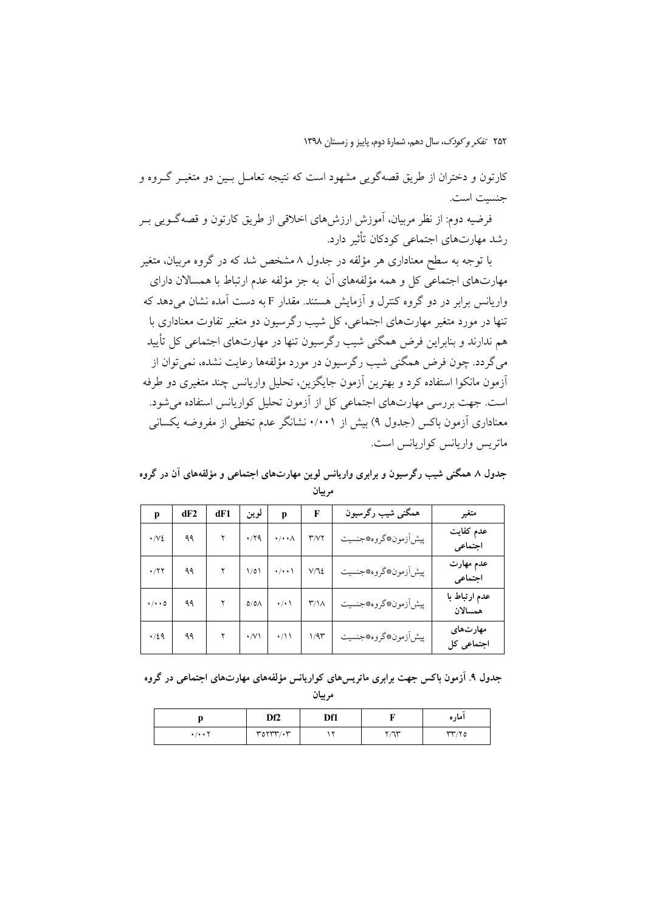کارتون و دختران از طریق قصه‌گویی مشهود است که نتیجه تعامل بین دو متغیر گروه و جنسیت است.

فرضیه دوم: از نظر مربیان، آموزش ارزش‌های اخلاقی از طریق کارتون و قصه‌گویی بر رشد مهارت‌های اجتماعی کودکان تأثیر دارد.

با توجه به سطح معناداری هر مؤلفه در جدول ۸ مشخص شد که در گروه مربیان، متغیر مهارت‌های اجتماعی کل و همه مؤلفه‌های آن به جز مؤلفه عدم ارتباط با همسالان دارای واریانس برابر در دو گروه کنترل و آزمایش هستند. مقدار F به دست آمده نشان می‌دهد که تنها در مورد متغیر مهارت‌های اجتماعی، کل شیب رگرسیون دو متغیر تفاوت معناداری با هم ندارند و بنابراین فرض همگنی شیب رگرسیون تنها در مهارت‌های اجتماعی کل تأیید می‌گردد. چون فرض همگنی شیب رگرسیون در مورد مؤلفه‌ها رعایت نشده، نمی‌توان از آزمون مانکوا استفاده کرد و بهترین آزمون جایگزین، تحلیل واریانس چند متغیری دو طرفه است. جهت بررسی مهارت‌های اجتماعی کل از آزمون تحلیل کواریانس استفاده می‌شود. معناداری آزمون باکس (جدول ۹) بیش از ۰/۰۰۱ نشانگر عدم تخطی از مفروضه یکسانی ماتریس واریانس کواریانس است.

**جدول ۸ همگنی شیب رگرسیون و برابری واریانس لوین مهارت‌های اجتماعی و مؤلفه‌های آن در گروه مربیان**

| متغیر | همگنی شیب رگرسیون | F | p | لوین | dF1 | dF2 | p |
|---|---|---|---|---|---|---|---|
| عدم کفایت اجتماعی | پیش‌آزمون*گروه*جنسیت | ۳/۷۲ | ۰/۰۰۸ | ۰/۲۹ | ۲ | ۹۹ | ۰/۷٤ |
| عدم مهارت اجتماعی | پیش‌آزمون*گروه*جنسیت | ۷/٦٤ | ۰/۰۰۱ | ۱/۵۱ | ۲ | ۹۹ | ۰/۲۲ |
| عدم ارتباط با همسالان | پیش‌آزمون*گروه*جنسیت | ۳/۱۸ | ۰/۰۱ | ۵/۵۸ | ۲ | ۹۹ | ۰/۰۰۵ |
| مهارت‌های اجتماعی کل | پیش‌آزمون*گروه*جنسیت | ۱/۹۳ | ۰/۱۱ | ۰/۷۱ | ۲ | ۹۹ | ۰/٤۹ |

**جدول ۹. آزمون باکس جهت برابری ماتریس‌های کواریانس مؤلفه‌های مهارت‌های اجتماعی در گروه مربیان**

| آماره | F | Df1 | Df2 | p |
|---|---|---|---|---|
| ۳۳/۲۵ | ۲/٦۳ | ۱۲ | ۳۵۲۳۳/۰۳ | ۰/۰۰۲ |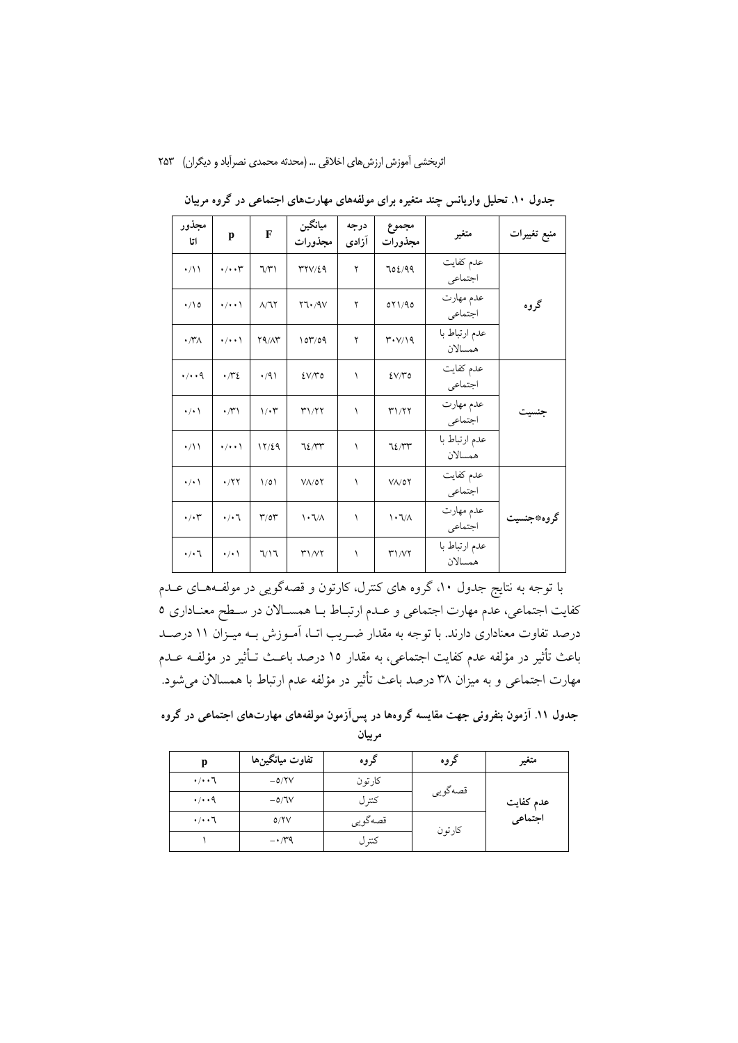**جدول ۱۰. تحلیل واریانس چند متغیره برای مولفه‌های مهارت‌های اجتماعی در گروه مربیان**

| منبع تغییرات | متغیر | مجموع مجذورات | درجه آزادی | میانگین مجذورات | F | p | مجذور اتا |
|---|---|---|---|---|---|---|---|
| گروه | عدم کفایت اجتماعی | ۶۵۴/۹۹ | ۲ | ۳۲۷/۴۹ | ۶/۳۱ | ۰/۰۰۳ | ۰/۱۱ |
| | عدم مهارت اجتماعی | ۵۲۱/۹۵ | ۲ | ۲۶۰/۹۷ | ۸/۶۲ | ۰/۰۰۱ | ۰/۱۵ |
| | عدم ارتباط با همسالان | ۳۰۷/۱۹ | ۲ | ۱۵۳/۵۹ | ۲۹/۸۳ | ۰/۰۰۱ | ۰/۳۸ |
| جنسیت | عدم کفایت اجتماعی | ۴۷/۳۵ | ۱ | ۴۷/۳۵ | ۰/۹۱ | ۰/۳۴ | ۰/۰۰۹ |
| | عدم مهارت اجتماعی | ۳۱/۲۲ | ۱ | ۳۱/۲۲ | ۱/۰۳ | ۰/۳۱ | ۰/۰۱ |
| | عدم ارتباط با همسالان | ۶۴/۳۳ | ۱ | ۶۴/۳۳ | ۱۲/۴۹ | ۰/۰۰۱ | ۰/۱۱ |
| گروه*جنسیت | عدم کفایت اجتماعی | ۷۸/۵۲ | ۱ | ۷۸/۵۲ | ۱/۵۱ | ۰/۲۲ | ۰/۰۱ |
| | عدم مهارت اجتماعی | ۱۰۶/۸ | ۱ | ۱۰۶/۸ | ۳/۵۳ | ۰/۰۶ | ۰/۰۳ |
| | عدم ارتباط با همسالان | ۳۱/۷۲ | ۱ | ۳۱/۷۲ | ۶/۱۶ | ۰/۰۱ | ۰/۰۶ |

با توجه به نتایج جدول ۱۰، گروه های کنترل، کارتون و قصه‌گویی در مولفه‌های عدم کفایت اجتماعی، عدم مهارت اجتماعی و عدم ارتباط با همسالان در سطح معناداری ۵ درصد تفاوت معناداری دارند. با توجه به مقدار ضریب اتا، آموزش به میزان ۱۱ درصد باعث تأثیر در مؤلفه عدم کفایت اجتماعی، به مقدار ۱۵ درصد باعث تأثیر در مؤلفه عدم مهارت اجتماعی و به میزان ۳۸ درصد باعث تأثیر در مؤلفه عدم ارتباط با همسالان می‌شود.

**جدول ۱۱. آزمون بنفرونی جهت مقایسه گروه‌ها در پس‌آزمون مولفه‌های مهارت‌های اجتماعی در گروه مربیان**

| متغیر | گروه | گروه | تفاوت میانگین‌ها | p |
|---|---|---|---|---|
| عدم کفایت اجتماعی | قصه‌گویی | کارتون | ۵/۲۷- | ۰/۰۰۶ |
| | | کنترل | ۵/۶۷- | ۰/۰۰۹ |
| | کارتون | قصه‌گویی | ۵/۲۷ | ۰/۰۰۶ |
| | | کنترل | ۰/۳۹- | ۱ |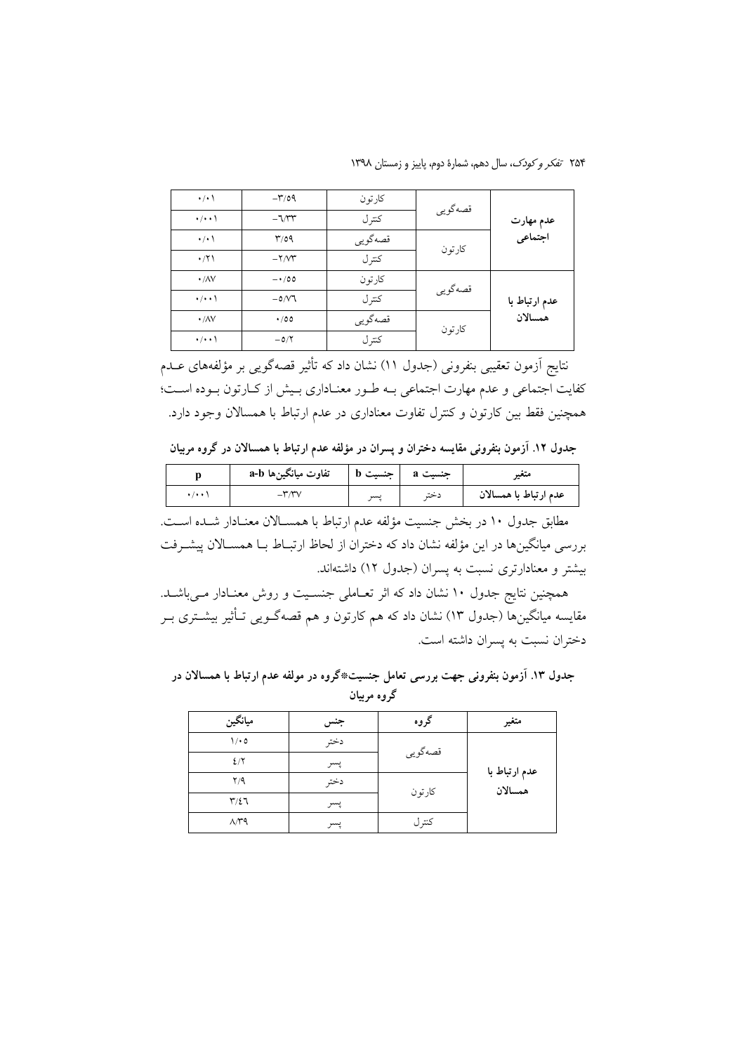| | | | تفاوت | p |
|---|---|---|---|---|
| عدم مهارت اجتماعی | قصه‌گویی | کارتون | -۳/۵۹ | ۰/۰۱ |
| | | کنترل | -۶/۳۳ | ۰/۰۰۱ |
| | کارتون | قصه‌گویی | ۳/۵۹ | ۰/۰۱ |
| | | کنترل | -۲/۷۳ | ۰/۲۱ |
| عدم ارتباط با همسالان | قصه‌گویی | کارتون | -۰/۵۵ | ۰/۸۷ |
| | | کنترل | -۵/۷۶ | ۰/۰۰۱ |
| | کارتون | قصه‌گویی | ۰/۵۵ | ۰/۸۷ |
| | | کنترل | -۵/۲ | ۰/۰۰۱ |

نتایج آزمون تعقیبی بنفرونی (جدول ۱۱) نشان داد که تأثیر قصه‌گویی بر مؤلفه‌های عدم کفایت اجتماعی و عدم مهارت اجتماعی به طور معناداری بیش از کارتون بوده است؛ همچنین فقط بین کارتون و کنترل تفاوت معناداری در عدم ارتباط با همسالان وجود دارد.

**جدول ۱۲. آزمون بنفرونی مقایسه دختران و پسران در مؤلفه عدم ارتباط با همسالان در گروه مربیان**

| متغیر | جنسیت a | جنسیت b | تفاوت میانگین‌ها a-b | p |
|---|---|---|---|---|
| عدم ارتباط با همسالان | دختر | پسر | -۳/۳۷ | ۰/۰۰۱ |

مطابق جدول ۱۰ در بخش جنسیت مؤلفه عدم ارتباط با همسالان معنادار شده است. بررسی میانگین‌ها در این مؤلفه نشان داد که دختران از لحاظ ارتباط با همسالان پیشرفت بیشتر و معنادارتری نسبت به پسران (جدول ۱۲) داشته‌اند.

همچنین نتایج جدول ۱۰ نشان داد که اثر تعاملی جنسیت و روش معنادار می‌باشد. مقایسه میانگین‌ها (جدول ۱۳) نشان داد که هم کارتون و هم قصه‌گویی تأثیر بیشتری بر دختران نسبت به پسران داشته است.

**جدول ۱۳. آزمون بنفرونی جهت بررسی تعامل جنسیت*گروه در مولفه عدم ارتباط با همسالان در گروه مربیان**

| متغیر | گروه | جنس | میانگین |
|---|---|---|---|
| عدم ارتباط با همسالان | قصه‌گویی | دختر | ۱/۰۵ |
| | | پسر | ۴/۲ |
| | کارتون | دختر | ۲/۹ |
| | | پسر | ۳/۴۶ |
| | کنترل | پسر | ۸/۳۹ |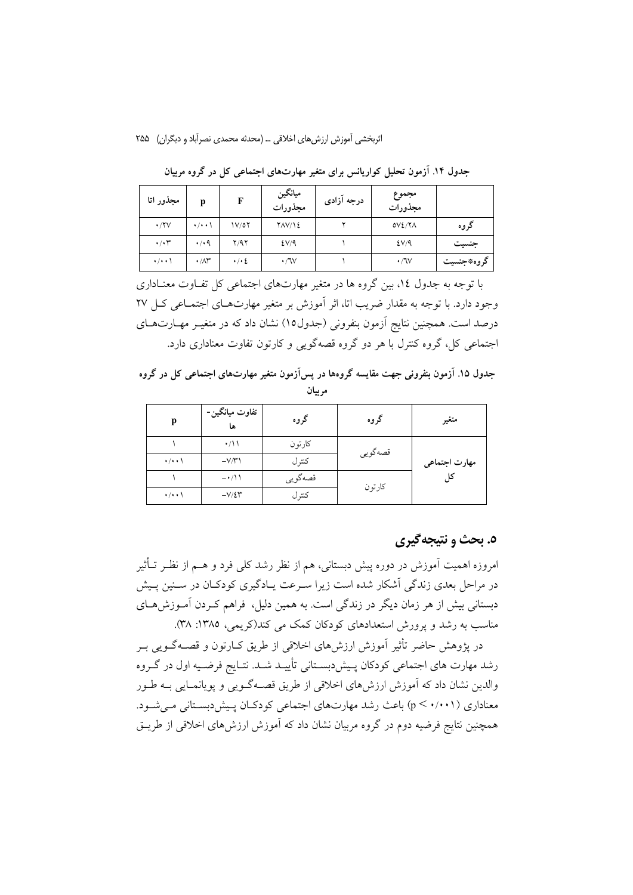جدول ۱۴. آزمون تحلیل کواریانس برای متغیر مهارت‌های اجتماعی کل در گروه مربیان

| | مجموع مجذورات | درجه آزادی | میانگین مجذورات | F | p | مجذور اتا |
|---|---|---|---|---|---|---|
| گروه | ۵۷۴/۲۸ | ۲ | ۲۸۷/۱۴ | ۱۷/۵۲ | ۰/۰۰۱ | ۰/۲۷ |
| جنسیت | ۴۷/۹ | ۱ | ۴۷/۹ | ۲/۹۲ | ۰/۰۹ | ۰/۰۳ |
| گروه*جنسیت | ۰/۶۷ | ۱ | ۰/۶۷ | ۰/۰۴ | ۰/۸۳ | ۰/۰۰۱ |

با توجه به جدول ۱۴، بین گروه ها در متغیر مهارت‌های اجتماعی کل تفـاوت معنـاداری وجود دارد. با توجه به مقدار ضریب اتا، اثر آموزش بر متغیر مهارت‌هـای اجتمـاعی کـل ۲۷ درصد است. همچنین نتایج آزمون بنفرونی (جدول۱۵) نشان داد که در متغیـر مهـارت‌هـای اجتماعی کل، گروه کنترل با هر دو گروه قصه‌گویی و کارتون تفاوت معناداری دارد.

جدول ۱۵. آزمون بنفرونی جهت مقایسه گروه‌ها در پس‌آزمون متغیر مهارت‌های اجتماعی کل در گروه مربیان

| متغیر | گروه | گروه | تفاوت میانگین‌ها | p |
|---|---|---|---|---|
| مهارت اجتماعی کل | قصه‌گویی | کارتون | ۰/۱۱ | ۱ |
| | | کنترل | −۷/۳۱ | ۰/۰۰۱ |
| | کارتون | قصه‌گویی | −۰/۱۱ | ۱ |
| | | کنترل | −۷/۴۳ | ۰/۰۰۱ |

## ۵. بحث و نتیجه‌گیری

امروزه اهمیت آموزش در دوره پیش دبستانی، هم از نظر رشد کلی فرد و هـم از نظـر تـأثیر در مراحل بعدی زندگی آشکار شده است زیرا سـرعت یـادگیری کودکـان در سـنین پـیش دبستانی بیش از هر زمان دیگر در زندگی است. به همین دلیل، فراهم کـردن آمـوزش‌هـای مناسب به رشد و پرورش استعدادهای کودکان کمک می کند(کریمی، ۱۳۸۵: ۳۸).

در پژوهش حاضر تأثیر آموزش ارزش‌های اخلاقی از طریق کـارتون و قصـه‌گـویی بـر رشد مهارت های اجتماعی کودکان پـیش‌دبسـتانی تأییـد شـد. نتـایج فرضـیه اول در گـروه والدین نشان داد که آموزش ارزش‌های اخلاقی از طریق قصـه‌گـویی و پویانمـایی بـه طـور معناداری ($p < ۰/۰۰۱$) باعث رشد مهارت‌های اجتماعی کودکـان پـیش‌دبسـتانی مـی‌شـود. همچنین نتایج فرضیه دوم در گروه مربیان نشان داد که آموزش ارزش‌های اخلاقی از طریـق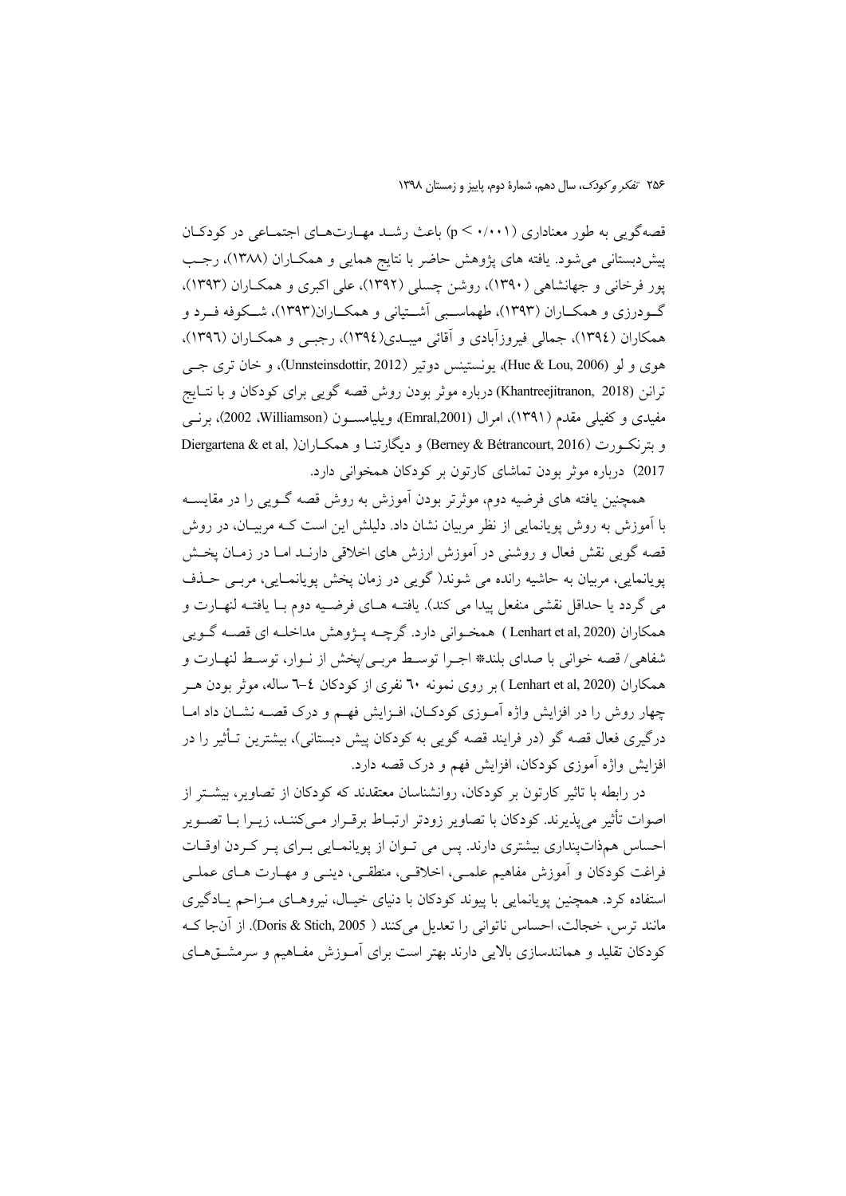قصه‌گویی به طور معناداری ($p < ۰/۰۰۱$) باعث رشـد مهـارت‌هـای اجتمـاعی در کودکـان پیش‌دبستانی می‌شود. یافته های پژوهش حاضر با نتایج همایی و همکـاران (۱۳۸۸)، رجـب پور فرخانی و جهانشاهی (۱۳۹۰)، روشن چسلی (۱۳۹۲)، علی اکبری و همکـاران (۱۳۹۳)، گـودرزی و همکـاران (۱۳۹۳)، طهماسـبی آشـتیانی و همکـاران(۱۳۹۳)، شـکوفه فـرد و همکاران (۱۳۹٤)، جمالی فیروزآبادی و آقائی میبـدی(۱۳۹٤)، رجبـی و همکـاران (۱۳۹٦)، هوی و لو (Hue & Lou, 2006)، یونستینس دوتیر (Unnsteinsdottir, 2012)، و خان تری جـی ترانن (Khantreejitranon, 2018) درباره موثر بودن روش قصه گویی برای کودکان و با نتـایج مفیدی و کفیلی مقدم (۱۳۹۱)، امرال (Emral,2001)، ویلیامسـون (Williamson، 2002)، برنـی و بترنکـورت (Berney & Bétrancourt, 2016) و دیگارتنـا و همکـاران( Diergartena & et al, 2017) درباره موثر بودن تماشای کارتون بر کودکان همخوانی دارد.

همچنین یافته های فرضیه دوم، موثرتر بودن آموزش به روش قصه گـویی را در مقایسـه با آموزش به روش پویانمایی از نظر مربیان نشان داد. دلیلش این است کـه مربیـان، در روش قصه گویی نقش فعال و روشنی در آموزش ارزش های اخلاقی دارنـد امـا در زمـان پخـش پویانمایی، مربیان به حاشیه رانده می شوند( گویی در زمان پخش پویانمـایی، مربـی حـذف می گردد یا حداقل نقشی منفعل پیدا می کند). یافتـه هـای فرضـیه دوم بـا یافتـه لنهـارت و همکاران (Lenhart et al, 2020 ) همخـوانی دارد. گرچـه پـژوهش مداخلـه ای قصـه گـویی شفاهی/ قصه خوانی با صدای بلند* اجـرا توسـط مربـی/پخش از نـوار، توسـط لنهـارت و همکاران (Lenhart et al, 2020 ) بر روی نمونه ٦۰ نفری از کودکان ٤–٦ ساله، موثر بودن هـر چهار روش را در افزایش واژه آمـوزی کودکـان، افـزایش فهـم و درک قصـه نشـان داد امـا درگیری فعال قصه گو (در فرایند قصه گویی به کودکان پیش دبستانی)، بیشترین تـأثیر را در افزایش واژه آموزی کودکان، افزایش فهم و درک قصه دارد.

در رابطه با تاثیر کارتون بر کودکان، روانشناسان معتقدند که کودکان از تصاویر، بیشـتر از اصوات تأثیر می‌پذیرند. کودکان با تصاویر زودتر ارتبـاط برقـرار مـی‌کننـد، زیـرا بـا تصـویر احساس هم‌ذات‌پنداری بیشتری دارند. پس می تـوان از پویانمـایی بـرای پـر کـردن اوقـات فراغت کودکان و آموزش مفاهیم علمـی، اخلاقـی، منطقـی، دینـی و مهـارت هـای عملـی استفاده کرد. همچنین پویانمایی با پیوند کودکان با دنیای خیـال، نیروهـای مـزاحم یـادگیری مانند ترس، خجالت، احساس ناتوانی را تعدیل می‌کنند ( Doris & Stich, 2005). از آن‌جا کـه کودکان تقلید و همانندسازی بالایی دارند بهتر است برای آمـوزش مفـاهیم و سرمشـق‌هـای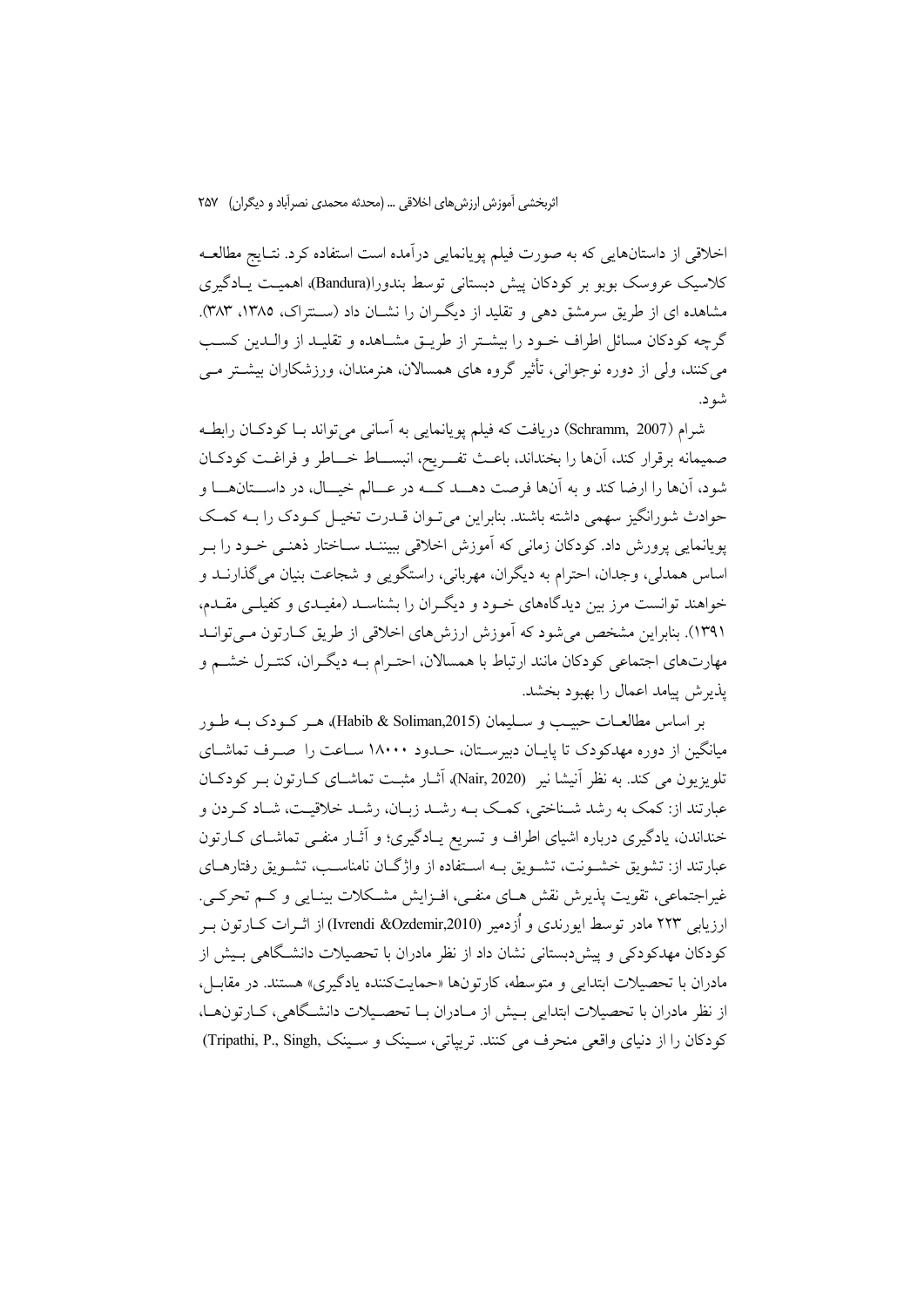اخلاقی از داستان‌هایی که به صورت فیلم پویانمایی درآمده است استفاده کرد. نتـایج مطالعـه کلاسیک عروسک بوبو بر کودکان پیش دبستانی توسط بندورا(Bandura)، اهمیـت یـادگیری مشاهده ای از طریق سرمشق دهی و تقلید از دیگـران را نشـان داد (سـنتراک، ۱۳۸۵، ۳۸۳). گرچه کودکان مسائل اطراف خـود را بیشـتر از طریـق مشـاهده و تقلیـد از والـدین کسـب می‌کنند، ولی از دوره نوجوانی، تأثیر گروه های همسالان، هنرمندان، ورزشکاران بیشـتر مـی شود.

شرام (Schramm, 2007) دریافت که فیلم پویانمایی به آسانی می‌تواند بـا کودکـان رابطـه صمیمانه برقرار کند، آن‌ها را بخنداند، باعـث تفـریح، انبســاط خــاطر و فراغـت کودکـان شود، آن‌ها را ارضا کند و به آن‌ها فرصت دهــد کــه در عــالم خیــال، در داســتان‌هــا و حوادث شورانگیز سهمی داشته باشند. بنابراین می‌تـوان قـدرت تخیـل کـودک را بـه کمـک پویانمایی پرورش داد. کودکان زمانی که آموزش اخلاقی ببیننـد سـاختار ذهنـی خـود را بـر اساس همدلی، وجدان، احترام به دیگران، مهربانی، راستگویی و شجاعت بنیان می‌گذارنـد و خواهند توانست مرز بین دیدگاه‌های خـود و دیگـران را بشناسـد (مفیـدی و کفیلـی مقـدم، ۱۳۹۱). بنابراین مشخص می‌شود که آموزش ارزش‌های اخلاقی از طریق کـارتون مـی‌توانـد مهارت‌های اجتماعی کودکان مانند ارتباط با همسالان، احتـرام بـه دیگـران، کنتـرل خشـم و پذیرش پیامد اعمال را بهبود بخشد.

بر اساس مطالعـات حبیـب و سـلیمان (Habib & Soliman,2015)، هـر کـودک بـه طـور میانگین از دوره مهدکودک تا پایـان دبیرسـتان، حـدود ۱۸۰۰۰ سـاعت را صـرف تماشـای تلویزیون می کند. به نظر آنیشا نیر (Nair, 2020)، آثـار مثبـت تماشـای کـارتون بـر کودکـان عبارتند از: کمک به رشد شـناختی، کمـک بـه رشـد زبـان، رشـد خلاقیـت، شـاد کـردن و خنداندن، یادگیری درباره اشیای اطراف و تسریع یـادگیری؛ و آثـار منفـی تماشـای کـارتون عبارتند از: تشویق خشـونت، تشـویق بـه اسـتفاده از واژگـان نامناسـب، تشـویق رفتارهـای غیراجتماعی، تقویت پذیرش نقش هـای منفـی، افـزایش مشـکلات بینـایی و کـم تحرکـی. ارزیابی ۲۲۳ مادر توسط ایورندی و اُزدمیر (Ivrendi &Ozdemir,2010) از اثـرات کـارتون بـر کودکان مهدکودکی و پیش‌دبستانی نشان داد از نظر مادران با تحصیلات دانشـگاهی بـیش از مادران با تحصیلات ابتدایی و متوسطه، کارتون‌ها «حمایت‌کننده یادگیری» هستند. در مقابـل، از نظر مادران با تحصیلات ابتدایی بـیش از مـادران بـا تحصـیلات دانشـگاهی، کـارتون‌هـا، کودکان را از دنیای واقعی منحرف می کنند. ترپیاتی، سـینک و سـینک (Tripathi, P., Singh,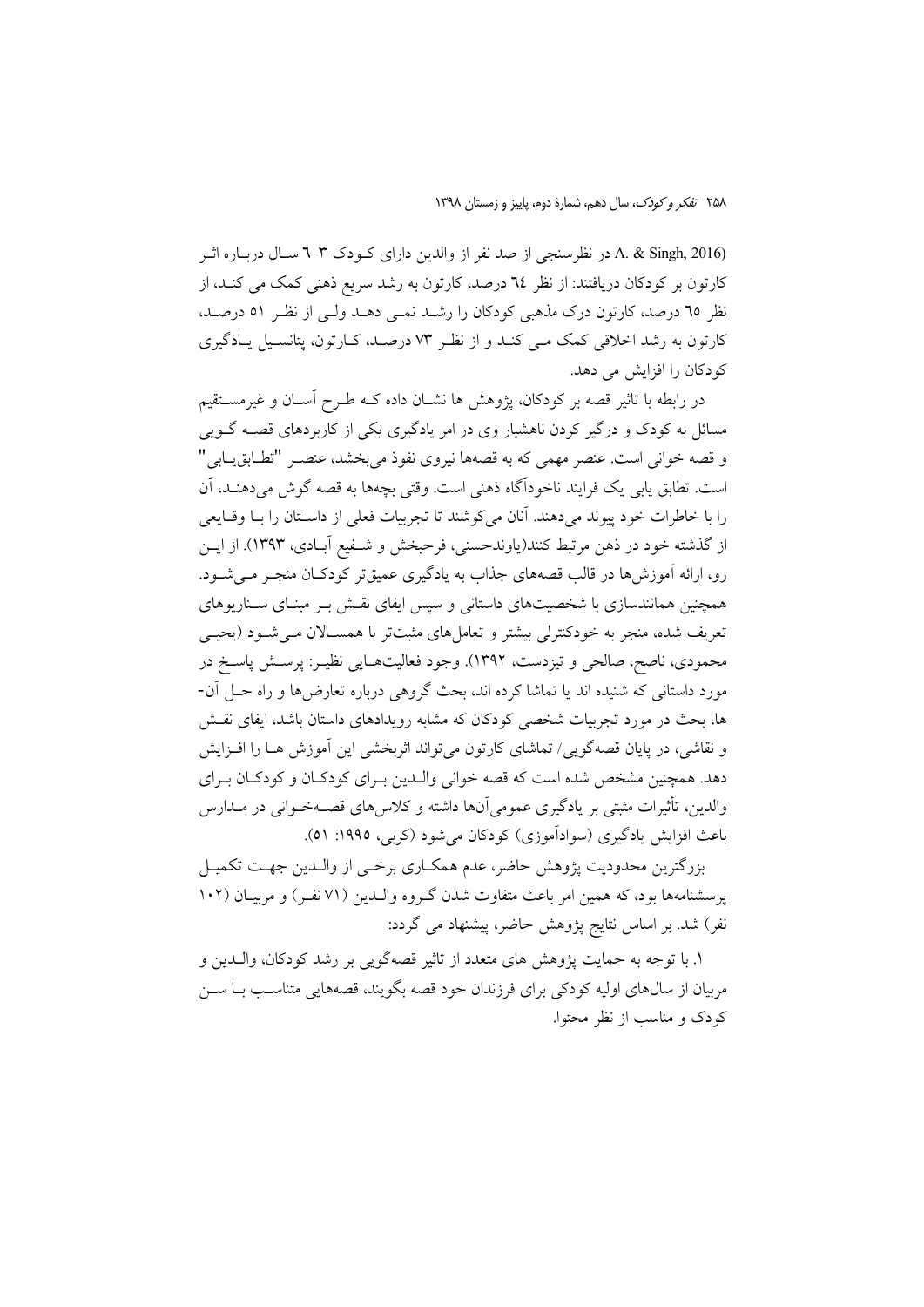(A. & Singh, 2016 در نظرسنجی از صد نفر از والدین دارای کودک ۳-٦ سال درباره اثر کارتون بر کودکان دریافتند: از نظر ٦٤ درصد، کارتون به رشد سریع ذهنی کمک می کند، از نظر ٦٥ درصد، کارتون درک مذهبی کودکان را رشد نمی دهد ولی از نظر ٥١ درصد، کارتون به رشد اخلاقی کمک می کند و از نظر ٧٣ درصد، کارتون، پتانسیل یادگیری کودکان را افزایش می دهد.

در رابطه با تاثیر قصه بر کودکان، پژوهش ها نشان داده که طرح آسان و غیرمستقیم مسائل به کودک و درگیر کردن ناهشیار وی در امر یادگیری یکی از کاربردهای قصه گویی و قصه خوانی است. عنصر مهمی که به قصهها نیروی نفوذ میبخشد، عنصر "تطابقیابی" است. تطابق یابی یک فرایند ناخودآگاه ذهنی است. وقتی بچهها به قصه گوش میدهند، آن را با خاطرات خود پیوند میدهند. آنان میکوشند تا تجربیات فعلی از داستان را با وقایعی از گذشته خود در ذهن مرتبط کنند(یاوندحسنی، فرحبخش و شفیع آبادی، ۱۳۹۳). از این رو، ارائه آموزشها در قالب قصههای جذاب به یادگیری عمیقتر کودکان منجر میشود. همچنین همانندسازی با شخصیتهای داستانی و سپس ایفای نقش بر مبنای سناریوهای تعریف شده، منجر به خودکنترلی بیشتر و تعاملهای مثبتتر با همسالان میشود (یحیی محمودی، ناصح، صالحی و تیزدست، ۱۳۹۲). وجود فعالیتهایی نظیر: پرسش پاسخ در مورد داستانی که شنیده اند یا تماشا کرده اند، بحث گروهی درباره تعارضها و راه حل آن-ها، بحث در مورد تجربیات شخصی کودکان که مشابه رویدادهای داستان باشد، ایفای نقش و نقاشی، در پایان قصهگویی/ تماشای کارتون میتواند اثربخشی این آموزش ها را افزایش دهد. همچنین مشخص شده است که قصه خوانی والدین برای کودکان و کودکان برای والدین، تأثیرات مثبتی بر یادگیری عمومیآنها داشته و کلاسهای قصهخوانی در مدارس باعث افزایش یادگیری (سوادآموزی) کودکان میشود (کربی، ۱۹۹۵: ٥١).

بزرگترین محدودیت پژوهش حاضر، عدم همکاری برخی از والدین جهت تکمیل پرسشنامهها بود، که همین امر باعث متفاوت شدن گروه والدین (۷۱ نفر) و مربیان (۱۰۲ نفر) شد. بر اساس نتایج پژوهش حاضر، پیشنهاد می گردد:

۱. با توجه به حمایت پژوهش های متعدد از تاثیر قصهگویی بر رشد کودکان، والدین و مربیان از سالهای اولیه کودکی برای فرزندان خود قصه بگویند، قصههایی متناسب با سن کودک و مناسب از نظر محتوا.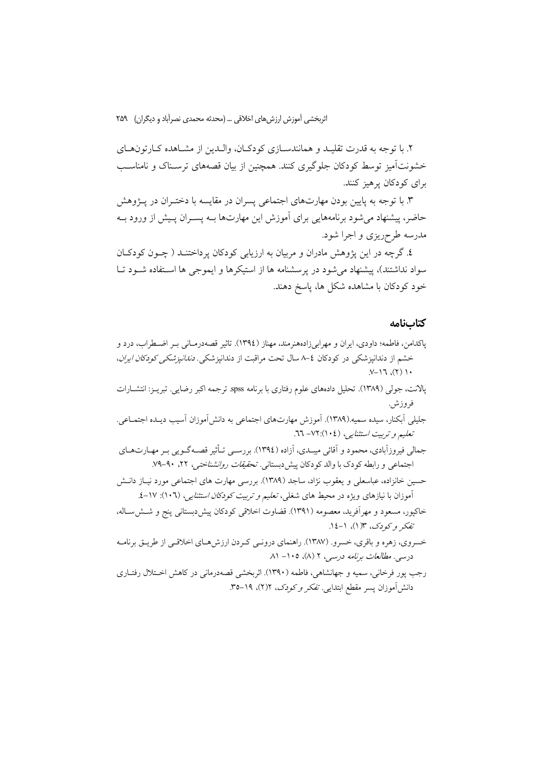۲. با توجه به قدرت تقلیـد و همانندسـازی کودکـان، والـدین از مشـاهده کـارتون‌هـای خشونت‌آمیز توسط کودکان جلوگیری کنند. همچنین از بیان قصه‌های ترسـناک و نامناسـب برای کودکان پرهیز کنند.

۳. با توجه به پایین بودن مهارت‌های اجتماعی پسران در مقایسه با دختـران در پـژوهش حاضر، پیشنهاد می‌شود برنامه‌هایی برای آموزش این مهارت‌ها بـه پسـران پـیش از ورود بـه مدرسه طرح‌ریزی و اجرا شود.

٤. گرچه در این پژوهش مادران و مربیان به ارزیابی کودکان پرداختنـد ( چـون کودکـان سواد نداشتند)، پیشنهاد می‌شود در پرسشنامه ها از استیکرها و ایموجی ها اسـتفاده شـود تـا خود کودکان با مشاهده شکل ها، پاسخ دهند.

## کتاب‌نامه

پاکدامن، فاطمه؛ داودی، ایران و مهرابی‌زاده‌هنرمند، مهناز (۱۳۹٤). تاثیر قصه‌درمـانی بـر اضـطراب، درد و خشم از دندانپزشکی در کودکان ٤–۸ سال تحت مراقبت از دندانپزشکی. *دندانپزشکی کودکان ایران*، ۱۰ (۲)، ۱٦–۷.

پالانت، جولی (۱۳۸۹). تحلیل داده‌های علوم رفتاری با برنامه spss. ترجمه اکبر رضایی. تبریـز: انتشـارات فروزش.

جلیلی آبکنار، سیده سمیه.(۱۳۸۹). آموزش مهارت‌های اجتماعی به دانش‌آموزان آسیب دیـده اجتمـاعی. *تعلیم و تربیت استثنایی*، (۱۰٤):۷۲– ٦٦.

جمالی فیروزآبادی، محمود و آقائی میبـدی، آزاده (۱۳۹٤). بررسـی تـأثیر قصـه‌گـویی بـر مهـارت‌هـای اجتماعی و رابطه کودک با والد کودکان پیش‌دبستانی. *تحقیقات روانشناختی*، ۲۲، ۹۰–۷۹.

حسین خانزاده، عباسعلی و یعقوب نژاد، ساجد (۱۳۸۹). بررسی مهارت های اجتماعی مورد نیـاز دانـش آموزان با نیازهای ویژه در محیط های شغلی، *تعلیم و تربیت کودکان استثنایی*، (۱۰٦): ۱۷–٤.

خاکپور، مسعود و مهرآفرید، معصومه (۱۳۹۱). قضاوت اخلاقی کودکان پیش‌دبستانی پنج و شـش‌سـاله، *تفکر و کودک*، ۳(۱)، ۱–۱٤.

خسروی، زهره و باقری، خسرو. (۱۳۸۷). راهنمای درونـی کـردن ارزش‌هـای اخلاقـی از طریـق برنامـه درسی. *مطالعات برنامه درسی*، ۲ (۸)، ۱۰۵– ۸۱.

رجب پور فرخانی، سمیه و جهانشاهی، فاطمه (۱۳۹۰). اثربخشی قصه‌درمانی در کاهش اخـتلال رفتـاری دانش‌آموزان پسر مقطع ابتدایی. *تفکر و کودک*، ۲(۲)، ۱۹–۳۵.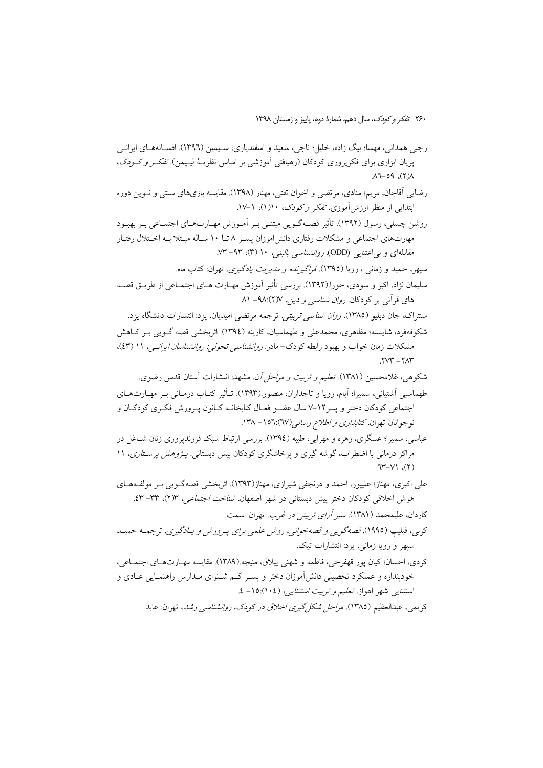رجبی همدانی، مهسا؛ بیگ زاده، خلیل؛ ناجی، سعید و اسفندیاری، سیمین (۱۳۹٦). افسانه‌های ایرانی پریان ابزاری برای فکرپروری کودکان (رهیافتی آموزشی بر اساس نظریهٔ لیپمن). *تفکر و کودک*، ۸(۲)، ۵۹–۸٦.

رضایی آقاجان، مریم؛ منادی، مرتضی و اخوان تفتی، مهناز (۱۳۹۸). مقایسه بازی‌های سنتی و نوین دوره ابتدایی از منظر ارزش‌آموزی. *تفکر و کودک*، ۱۰(۱)، ۱–۱۷.

روشن چسلی، رسول (۱۳۹۲). تأثیر قصه‌گویی مبتنی بر آموزش مهارت‌های اجتماعی بر بهبود مهارت‌های اجتماعی و مشکلات رفتاری دانش‌اموزان پسر ۸ تا ۱۰ ساله مبتلا به اختلال رفتار مقابله‌ای و بی‌اعتنایی (ODD). *روانشناسی بالینی*، ۱۰ (۳)، ۹۳- ۷۳.

سپهر، حمید و زمانی ، رویا (۱۳۹۵). *فراگیرنده و مدیریت یادگیری*. تهران: کتاب ماه.

سلیمان نژاد، اکبر و سودی، حورا.(۱۳۹۲). بررسی تأثیر آموزش مهارت های اجتماعی از طریق قصه های قرآنی بر کودکان. *روان شناسی و دین*، ۷(۲):۹۸- ۸۱

سنتراک، جان دبلیو (۱۳۸۵). *روان شناسی تربیتی*. ترجمه مرتضی امیدیان. یزد: انتشارات دانشگاه یزد.

شکوفه‌فرد، شایسته؛ مظاهری، محمدعلی و طهماسیان، کارینه (۱۳۹٤). اثربخشی قصه گویی بر کاهش مشکلات زمان خواب و بهبود رابطه کودک- مادر. *روانشناسی تحولی: روانشناسان ایرانی*، ۱۱ (٤۳)، ۲۸۳- ۲۷۳.

شکوهی، غلامحسین (۱۳۸۱). *تعلیم و تربیت و مراحل آن*. مشهد: انتشارات آستان قدس رضوی.

طهماسبی آشتیانی، سمیرا؛ آبام، زویا و تاجداران، منصور.(۱۳۹۳). تـأثیر کتاب درمانی بر مهارت‌های اجتماعی کودکان دختر و پسر۱۲-۷ سال عضو فعال کتابخانه کانون پرورش فکری کودکان و نوجوانان تهران. *کتابداری و اطلاع رسانی*(٦۷):۱٥٦- ۱۳۸.

عباسی، سمیرا؛ عسگری، زهره و مهرابی، طیبه (۱۳۹٤). بررسی ارتباط سبک فرزندپروری زنان شاغل در مراکز درمانی با اضطراب، گوشه گیری و پرخاشگری کودکان پیش دبستانی. *پژوهش پرستاری*، ۱۱ (۲)، ۷۱-٦۳.

علی اکبری، مهناز؛ علیپور، احمد و درنجفی شیرازی، مهناز(۱۳۹۳). اثربخشی قصه‌گویی بر مولفه‌های هوش اخلاقی کودکان دختر پیش دبستانی در شهر اصفهان. *شناخت اجتماعی*، ۳(۲)، ۳۳- ٤۳.

کاردان، علیمحمد (۱۳۸۱). *سیر آرای تربیتی در غرب*. تهران: سمت.

کربی، فیلیپ (۱۹۹۵). *قصه‌گویی و قصه‌خوانی، روش علمی برای پرورش و یادگیری*. ترجمه حمید سپهر و رویا زمانی. یزد: انتشارات تیک.

کردی، احسان؛ کیان پور قهفرخی، فاطمه و شهنی ییلاق، منیجه.(۱۳۸۹). مقایسه مهارت‌های اجتماعی، خودپنداره و عملکرد تحصیلی دانش‌آموزان دختر و پسر کم شنوای مدارس راهنمایی عادی و استثنایی شهر اهواز. *تعلیم و تربیت استثنایی*، (۱۰٤):۱٥- ٤.

کریمی، عبدالعظیم (۱۳۸۵). *مراحل شکل‌گیری اخلاق در کودک، روانشناسی رشد*، تهران: عابد.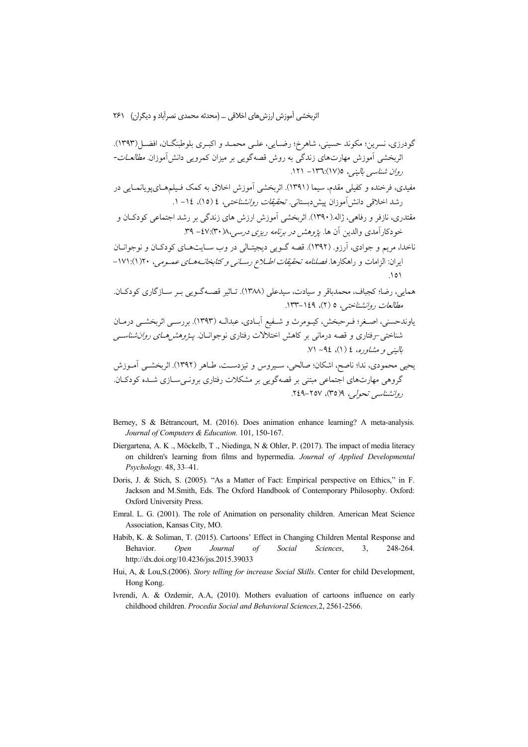گودرزی، نسرین؛ مکوند حسینی، شاهرخ؛ رضـایی، علـی محمـد و اکبـری بلوطبنگـان، افضـل (۱۳۹۳). اثربخشی آموزش مهارت‌های زندگی به روش قصه‌گویی بر میزان کمرویی دانش‌آموزان. *مطالعـات- روان شناسی بالینی*، ۵(۱۷):۱۳۶– ۱۲۱.

مفیدی، فرخنده و کفیلی مقدم، سیما (۱۳۹۱). اثربخشی آموزش اخلاق به کمک فـیلم‌هـای‌پویانمـایی در رشد اخلاقی دانش‌آموزان پیش‌دبستانی. *تحقیقات روانشناختی*، ٤ (١٥)، ١٤– ١.

مقتدری، نازفر و رفاهی، ژاله.(۱۳۹۰). اثربخشی آموزش ارزش های زندگی بر رشد اجتماعی کودکـان و خودکارآمدی والدین آن ها. *پژوهش در برنامه ریزی درسی*،۸(۳۰):٤٧– ۳۹.

ناخدا، مریم و جوادی، آرزو. (۱۳۹۲). قصه گـویی دیجیتـالی در وب سـایت‌هـای کودکـان و نوجوانـان ایران: الزامات و راهکارها. *فصلنامه تحقیقات اطـلاع رسـانی و کتابخانـه‌هـای عمـومی*، ۲۰(۱):۱۷۱– ۱۵۱.

همایی، رضا؛ کجباف، محمدباقر و سیادت، سیدعلی (۱۳۸۸). تـاثیر قصـه‌گـویی بـر سـازگاری کودکـان. *مطالعات روانشناختی*، ۵ (۲)، ۱٤۹–۱۳۳.

یاوندحسنی، اصـغر؛ فـرحبخش، کیـومرث و شـفیع آبـادی، عبدالـه (۱۳۹۳). بررسـی اثربخشـی درمـان شناختی–رفتاری و قصه درمانی بر کاهش اختلالات رفتاری نوجوانـان. *پـژوهش‌هـای روان‌شناسـی بالینی و مشاوره*، ٤ (۱)، ۹٤– ۷۱.

یحیی محمودی، ندا؛ ناصح، اشکان؛ صالحی، سـیروس و تیزدسـت، طـاهر (۱۳۹۲). اثربخشـی آمـوزش گروهی مهارت‌های اجتماعی مبتنی بر قصه‌گویی بر مشکلات رفتاری برونـی‌سـازی شـده کودکـان. *روانشناسی تحولی*، ۹(۳۵)، ۲۵۷–۲٤۹.

Berney, S & Bétrancourt, M. (2016). Does animation enhance learning? A meta-analysis. *Journal of Computers & Education.* 101, 150-167.

Diergartena, A. K ., Möckelb, T ., Niedinga, N & Ohler, P. (2017). The impact of media literacy on children's learning from films and hypermedia. *Journal of Applied Developmental Psychology.* 48, 33–41.

Doris, J. & Stich, S. (2005). "As a Matter of Fact: Empirical perspective on Ethics," in F. Jackson and M.Smith, Eds. The Oxford Handbook of Contemporary Philosophy. Oxford: Oxford University Press.

Emral. L. G. (2001). The role of Animation on personality children. American Meat Science Association, Kansas City, MO.

Habib, K. & Soliman, T. (2015). Cartoons' Effect in Changing Children Mental Response and Behavior. *Open Journal of Social Sciences*, 3, 248-264. http://dx.doi.org/10.4236/jss.2015.39033

Hui, A, & Lou,S.(2006). *Story telling for increase Social Skills*. Center for child Development, Hong Kong.

Ivrendi, A. & Ozdemir, A.A, (2010). Mothers evaluation of cartoons influence on early childhood children. *Procedia Social and Behavioral Sciences,*2, 2561-2566.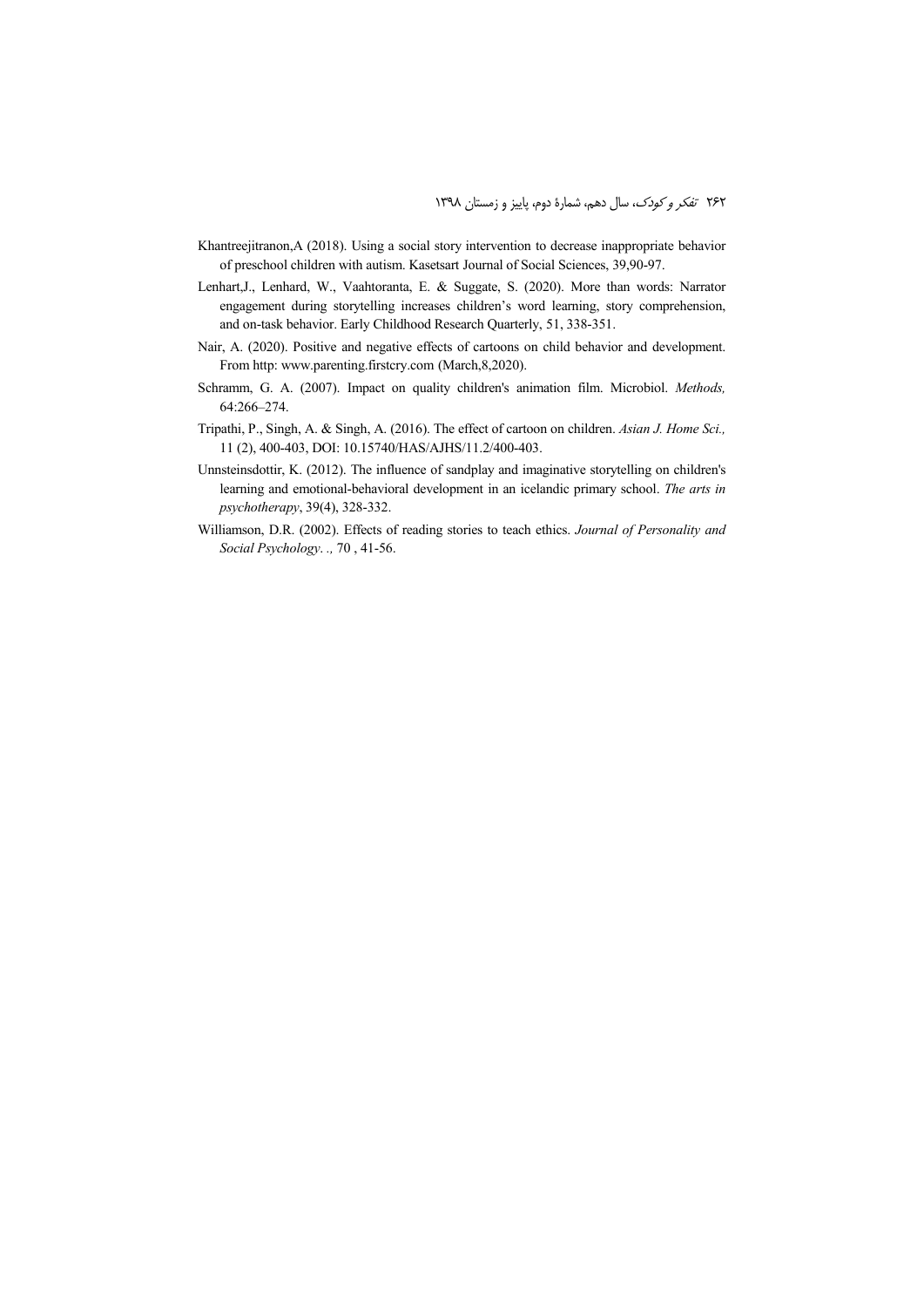Khantreejitranon,A (2018). Using a social story intervention to decrease inappropriate behavior of preschool children with autism. Kasetsart Journal of Social Sciences, 39,90-97.

Lenhart,J., Lenhard, W., Vaahtoranta, E. & Suggate, S. (2020). More than words: Narrator engagement during storytelling increases children's word learning, story comprehension, and on-task behavior. Early Childhood Research Quarterly, 51, 338-351.

Nair, A. (2020). Positive and negative effects of cartoons on child behavior and development. From http: www.parenting.firstcry.com (March,8,2020).

Schramm, G. A. (2007). Impact on quality children's animation film. Microbiol. *Methods,* 64:266–274.

Tripathi, P., Singh, A. & Singh, A. (2016). The effect of cartoon on children. *Asian J. Home Sci.,* 11 (2), 400-403, DOI: 10.15740/HAS/AJHS/11.2/400-403.

Unnsteinsdottir, K. (2012). The influence of sandplay and imaginative storytelling on children's learning and emotional-behavioral development in an icelandic primary school. *The arts in psychotherapy*, 39(4), 328-332.

Williamson, D.R. (2002). Effects of reading stories to teach ethics. *Journal of Personality and Social Psychology. .,* 70 , 41-56.